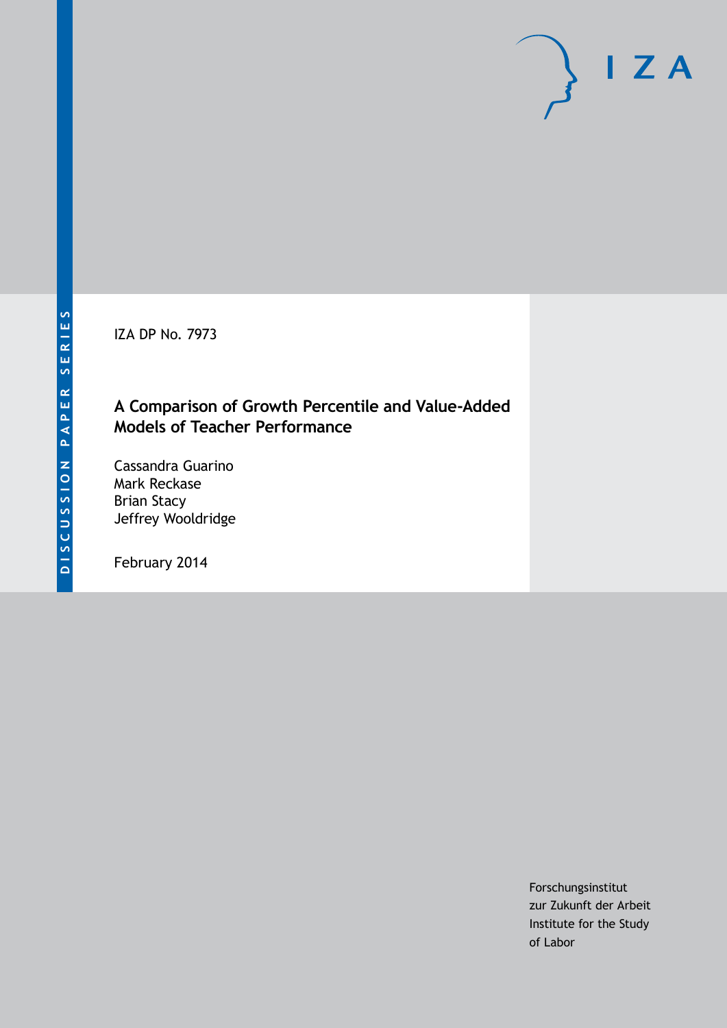DISCUSSION PAPER SERIES

IZA DP No. 7973

# A Comparison of Growth Percentile and Value-Added Models of Teacher Performance

Cassandra Guarino
Mark Reckase
Brian Stacy
Jeffrey Wooldridge

February 2014

Forschungsinstitut
zur Zukunft der Arbeit
Institute for the Study
of Labor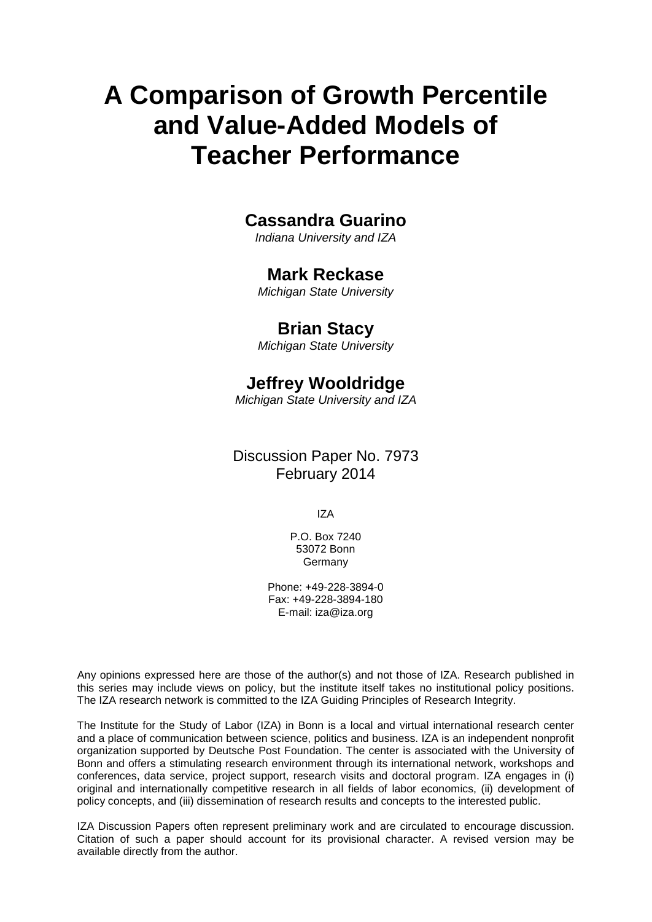# A Comparison of Growth Percentile and Value-Added Models of Teacher Performance

## Cassandra Guarino

*Indiana University and IZA*

## Mark Reckase

*Michigan State University*

## Brian Stacy

*Michigan State University*

## Jeffrey Wooldridge

*Michigan State University and IZA*

Discussion Paper No. 7973
February 2014

IZA

P.O. Box 7240
53072 Bonn
Germany

Phone: +49-228-3894-0
Fax: +49-228-3894-180
E-mail: iza@iza.org

Any opinions expressed here are those of the author(s) and not those of IZA. Research published in this series may include views on policy, but the institute itself takes no institutional policy positions. The IZA research network is committed to the IZA Guiding Principles of Research Integrity.

The Institute for the Study of Labor (IZA) in Bonn is a local and virtual international research center and a place of communication between science, politics and business. IZA is an independent nonprofit organization supported by Deutsche Post Foundation. The center is associated with the University of Bonn and offers a stimulating research environment through its international network, workshops and conferences, data service, project support, research visits and doctoral program. IZA engages in (i) original and internationally competitive research in all fields of labor economics, (ii) development of policy concepts, and (iii) dissemination of research results and concepts to the interested public.

IZA Discussion Papers often represent preliminary work and are circulated to encourage discussion. Citation of such a paper should account for its provisional character. A revised version may be available directly from the author.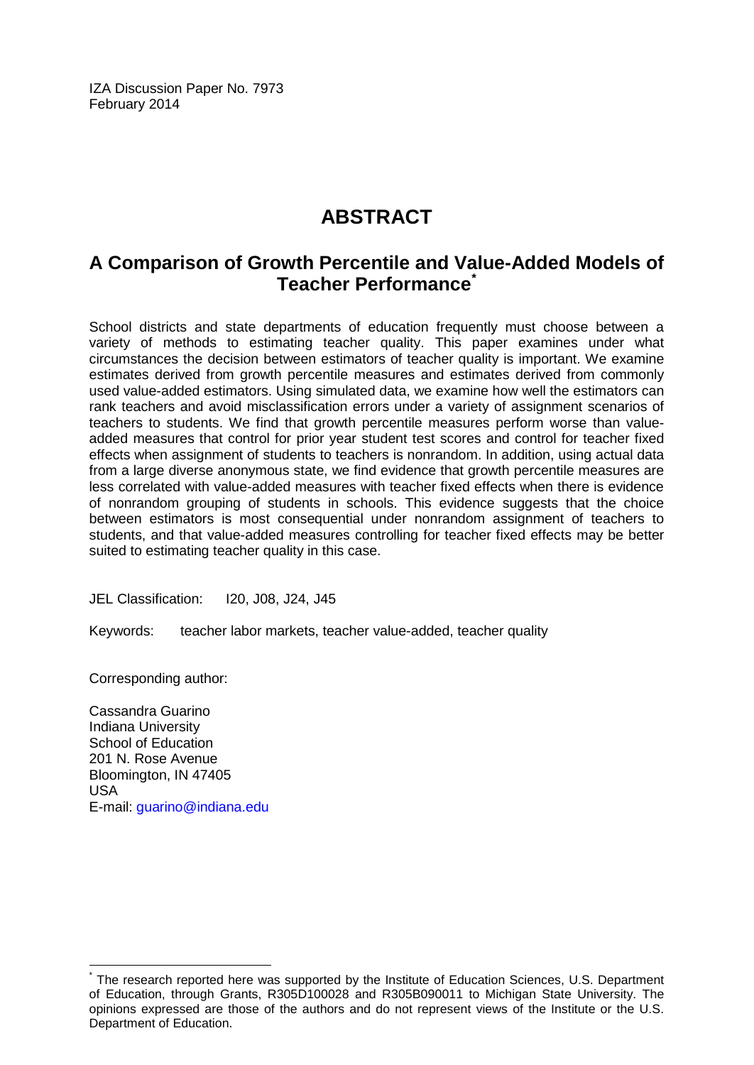IZA Discussion Paper No. 7973
February 2014

# ABSTRACT

## A Comparison of Growth Percentile and Value-Added Models of Teacher Performance*

School districts and state departments of education frequently must choose between a variety of methods to estimating teacher quality. This paper examines under what circumstances the decision between estimators of teacher quality is important. We examine estimates derived from growth percentile measures and estimates derived from commonly used value-added estimators. Using simulated data, we examine how well the estimators can rank teachers and avoid misclassification errors under a variety of assignment scenarios of teachers to students. We find that growth percentile measures perform worse than value-added measures that control for prior year student test scores and control for teacher fixed effects when assignment of students to teachers is nonrandom. In addition, using actual data from a large diverse anonymous state, we find evidence that growth percentile measures are less correlated with value-added measures with teacher fixed effects when there is evidence of nonrandom grouping of students in schools. This evidence suggests that the choice between estimators is most consequential under nonrandom assignment of teachers to students, and that value-added measures controlling for teacher fixed effects may be better suited to estimating teacher quality in this case.

JEL Classification: I20, J08, J24, J45

Keywords: teacher labor markets, teacher value-added, teacher quality

Corresponding author:

Cassandra Guarino
Indiana University
School of Education
201 N. Rose Avenue
Bloomington, IN 47405
USA
E-mail: guarino@indiana.edu

---

* The research reported here was supported by the Institute of Education Sciences, U.S. Department of Education, through Grants, R305D100028 and R305B090011 to Michigan State University. The opinions expressed are those of the authors and do not represent views of the Institute or the U.S. Department of Education.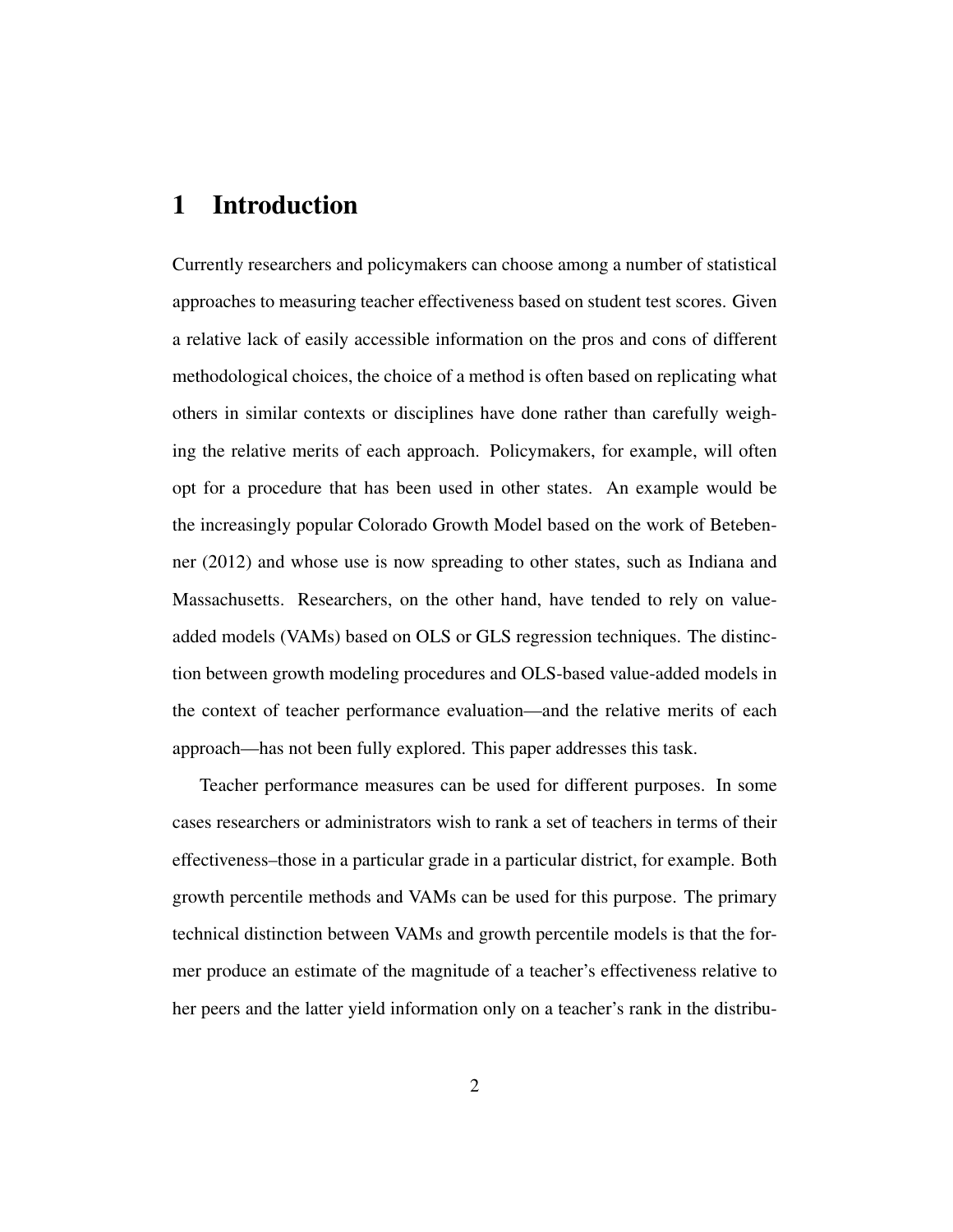# 1 Introduction

Currently researchers and policymakers can choose among a number of statistical approaches to measuring teacher effectiveness based on student test scores. Given a relative lack of easily accessible information on the pros and cons of different methodological choices, the choice of a method is often based on replicating what others in similar contexts or disciplines have done rather than carefully weighing the relative merits of each approach. Policymakers, for example, will often opt for a procedure that has been used in other states. An example would be the increasingly popular Colorado Growth Model based on the work of Betebenner (2012) and whose use is now spreading to other states, such as Indiana and Massachusetts. Researchers, on the other hand, have tended to rely on value-added models (VAMs) based on OLS or GLS regression techniques. The distinction between growth modeling procedures and OLS-based value-added models in the context of teacher performance evaluation—and the relative merits of each approach—has not been fully explored. This paper addresses this task.

Teacher performance measures can be used for different purposes. In some cases researchers or administrators wish to rank a set of teachers in terms of their effectiveness–those in a particular grade in a particular district, for example. Both growth percentile methods and VAMs can be used for this purpose. The primary technical distinction between VAMs and growth percentile models is that the former produce an estimate of the magnitude of a teacher's effectiveness relative to her peers and the latter yield information only on a teacher's rank in the distribu-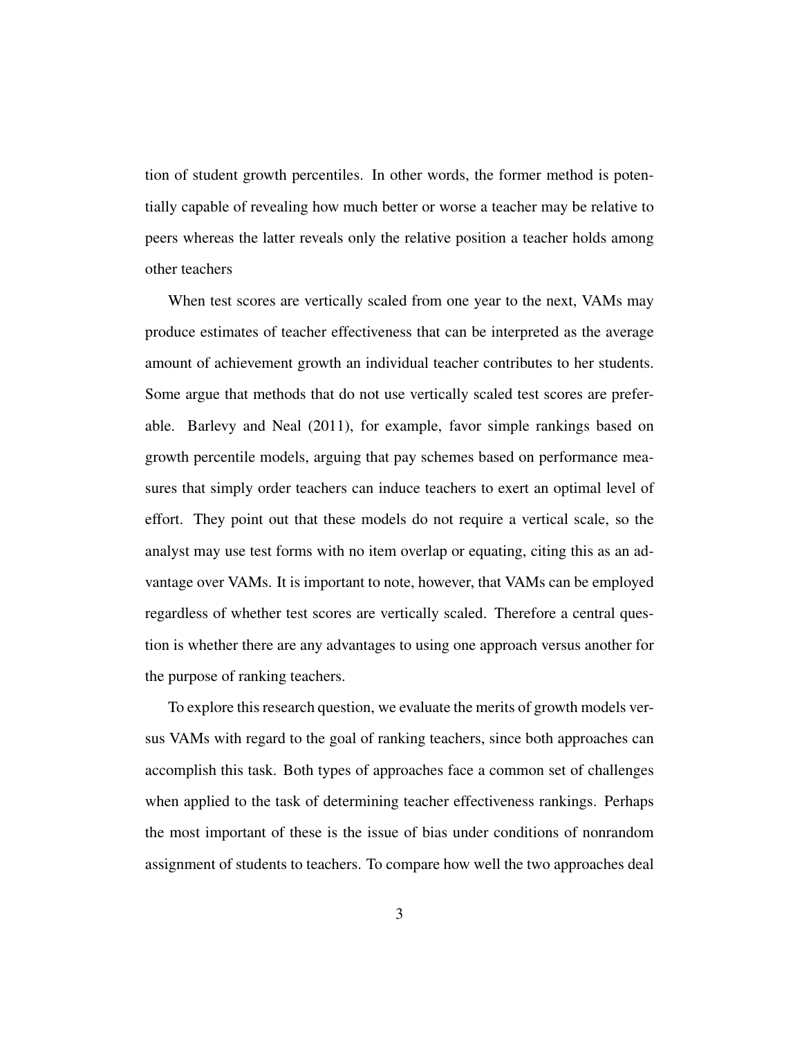tion of student growth percentiles. In other words, the former method is potentially capable of revealing how much better or worse a teacher may be relative to peers whereas the latter reveals only the relative position a teacher holds among other teachers

When test scores are vertically scaled from one year to the next, VAMs may produce estimates of teacher effectiveness that can be interpreted as the average amount of achievement growth an individual teacher contributes to her students. Some argue that methods that do not use vertically scaled test scores are preferable. Barlevy and Neal (2011), for example, favor simple rankings based on growth percentile models, arguing that pay schemes based on performance measures that simply order teachers can induce teachers to exert an optimal level of effort. They point out that these models do not require a vertical scale, so the analyst may use test forms with no item overlap or equating, citing this as an advantage over VAMs. It is important to note, however, that VAMs can be employed regardless of whether test scores are vertically scaled. Therefore a central question is whether there are any advantages to using one approach versus another for the purpose of ranking teachers.

To explore this research question, we evaluate the merits of growth models versus VAMs with regard to the goal of ranking teachers, since both approaches can accomplish this task. Both types of approaches face a common set of challenges when applied to the task of determining teacher effectiveness rankings. Perhaps the most important of these is the issue of bias under conditions of nonrandom assignment of students to teachers. To compare how well the two approaches deal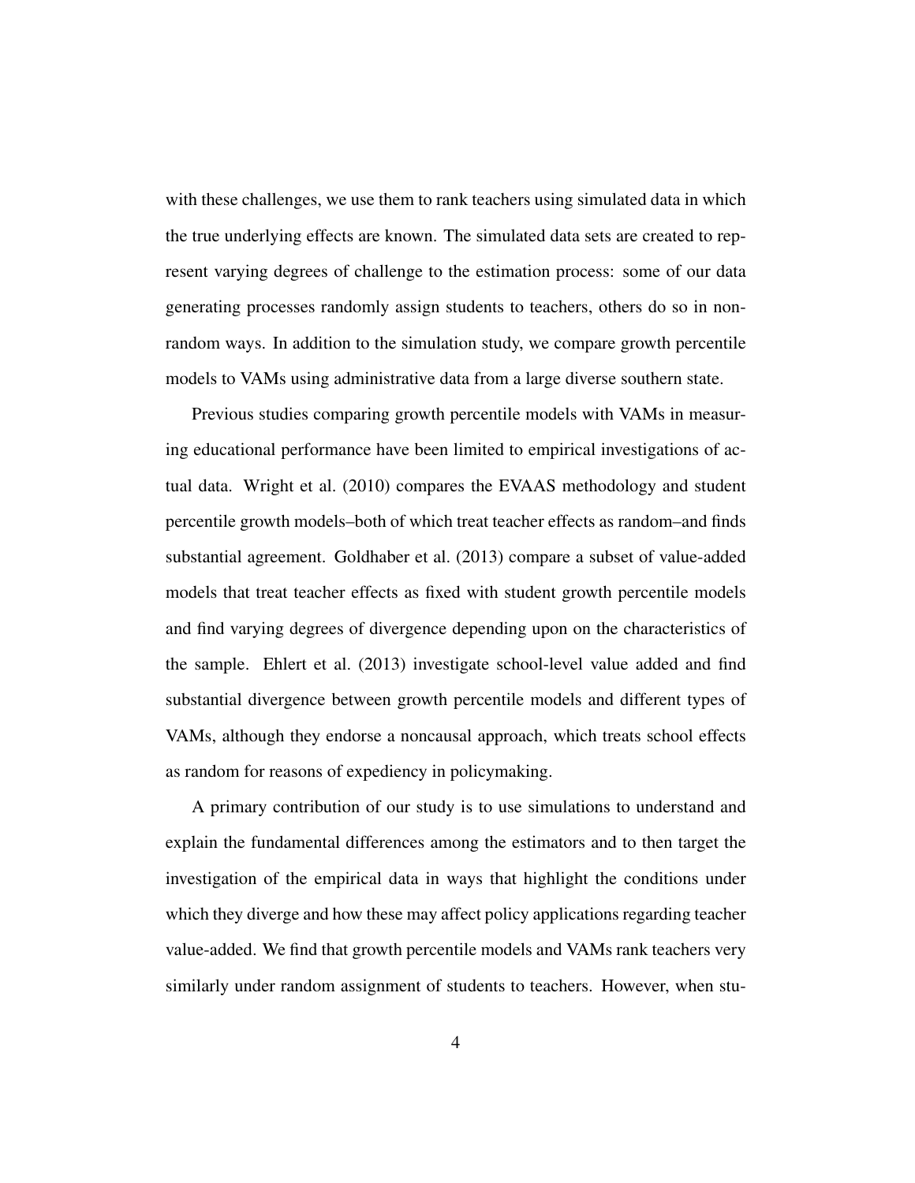with these challenges, we use them to rank teachers using simulated data in which the true underlying effects are known. The simulated data sets are created to represent varying degrees of challenge to the estimation process: some of our data generating processes randomly assign students to teachers, others do so in non-random ways. In addition to the simulation study, we compare growth percentile models to VAMs using administrative data from a large diverse southern state.

Previous studies comparing growth percentile models with VAMs in measuring educational performance have been limited to empirical investigations of actual data. Wright et al. (2010) compares the EVAAS methodology and student percentile growth models–both of which treat teacher effects as random–and finds substantial agreement. Goldhaber et al. (2013) compare a subset of value-added models that treat teacher effects as fixed with student growth percentile models and find varying degrees of divergence depending upon on the characteristics of the sample. Ehlert et al. (2013) investigate school-level value added and find substantial divergence between growth percentile models and different types of VAMs, although they endorse a noncausal approach, which treats school effects as random for reasons of expediency in policymaking.

A primary contribution of our study is to use simulations to understand and explain the fundamental differences among the estimators and to then target the investigation of the empirical data in ways that highlight the conditions under which they diverge and how these may affect policy applications regarding teacher value-added. We find that growth percentile models and VAMs rank teachers very similarly under random assignment of students to teachers. However, when stu-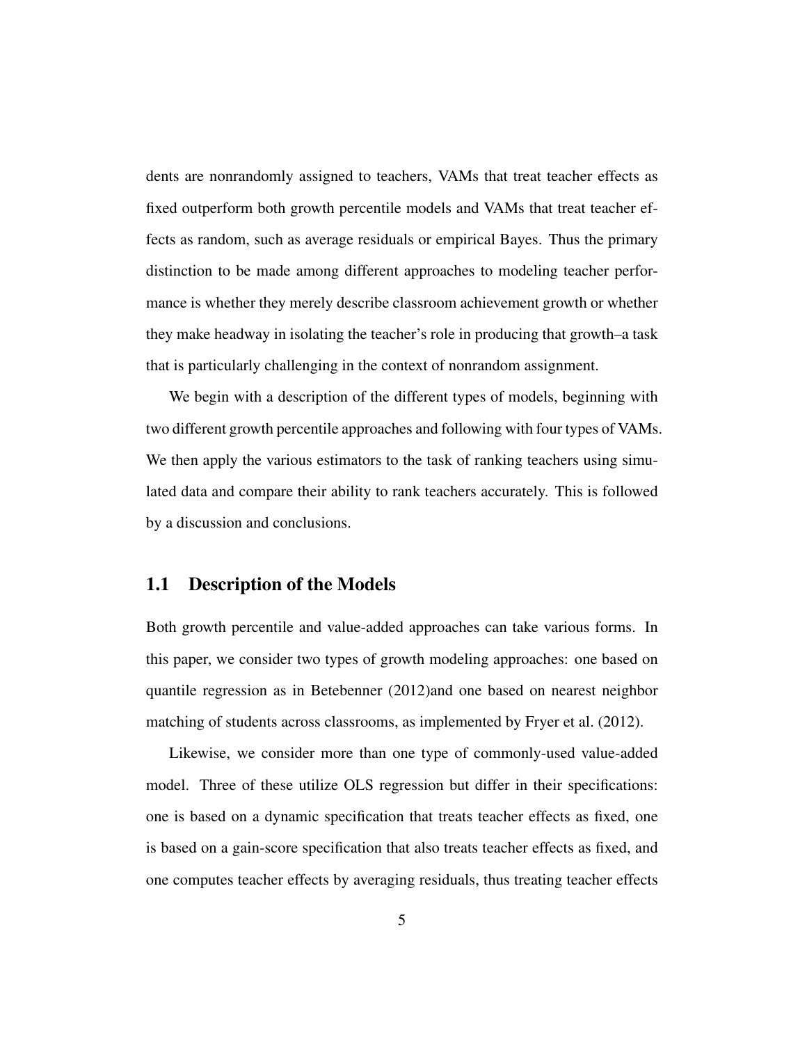dents are nonrandomly assigned to teachers, VAMs that treat teacher effects as fixed outperform both growth percentile models and VAMs that treat teacher effects as random, such as average residuals or empirical Bayes. Thus the primary distinction to be made among different approaches to modeling teacher performance is whether they merely describe classroom achievement growth or whether they make headway in isolating the teacher's role in producing that growth–a task that is particularly challenging in the context of nonrandom assignment.

We begin with a description of the different types of models, beginning with two different growth percentile approaches and following with four types of VAMs. We then apply the various estimators to the task of ranking teachers using simulated data and compare their ability to rank teachers accurately. This is followed by a discussion and conclusions.

## 1.1 Description of the Models

Both growth percentile and value-added approaches can take various forms. In this paper, we consider two types of growth modeling approaches: one based on quantile regression as in Betebenner (2012)and one based on nearest neighbor matching of students across classrooms, as implemented by Fryer et al. (2012).

Likewise, we consider more than one type of commonly-used value-added model. Three of these utilize OLS regression but differ in their specifications: one is based on a dynamic specification that treats teacher effects as fixed, one is based on a gain-score specification that also treats teacher effects as fixed, and one computes teacher effects by averaging residuals, thus treating teacher effects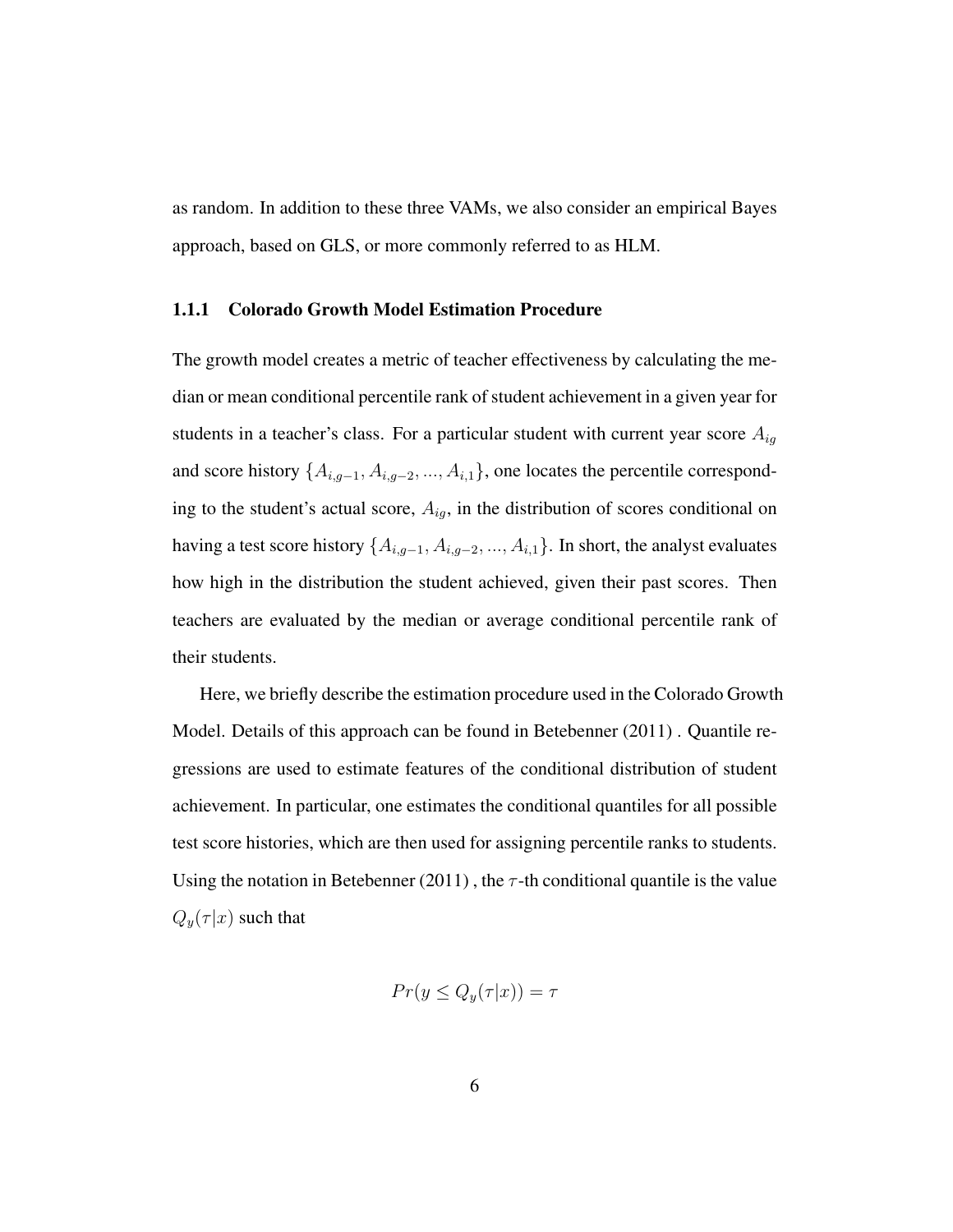as random. In addition to these three VAMs, we also consider an empirical Bayes approach, based on GLS, or more commonly referred to as HLM.

### 1.1.1 Colorado Growth Model Estimation Procedure

The growth model creates a metric of teacher effectiveness by calculating the median or mean conditional percentile rank of student achievement in a given year for students in a teacher's class. For a particular student with current year score $A_{ig}$ and score history $\{A_{i,g-1}, A_{i,g-2}, ..., A_{i,1}\}$, one locates the percentile corresponding to the student's actual score, $A_{ig}$, in the distribution of scores conditional on having a test score history $\{A_{i,g-1}, A_{i,g-2}, ..., A_{i,1}\}$. In short, the analyst evaluates how high in the distribution the student achieved, given their past scores. Then teachers are evaluated by the median or average conditional percentile rank of their students.

Here, we briefly describe the estimation procedure used in the Colorado Growth Model. Details of this approach can be found in Betebenner (2011) . Quantile regressions are used to estimate features of the conditional distribution of student achievement. In particular, one estimates the conditional quantiles for all possible test score histories, which are then used for assigning percentile ranks to students. Using the notation in Betebenner (2011) , the $\tau$-th conditional quantile is the value $Q_y(\tau|x)$ such that

$$Pr(y \leq Q_y(\tau|x)) = \tau$$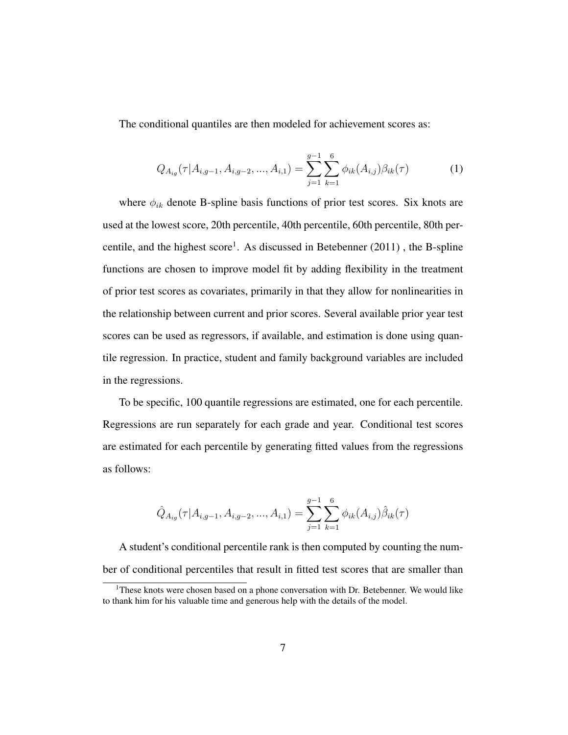The conditional quantiles are then modeled for achievement scores as:

$$Q_{A_{ig}}(\tau|A_{i,g-1}, A_{i,g-2}, ..., A_{i,1}) = \sum_{j=1}^{g-1} \sum_{k=1}^{6} \phi_{ik}(A_{i,j})\beta_{ik}(\tau) \tag{1}$$

where $\phi_{ik}$ denote B-spline basis functions of prior test scores. Six knots are used at the lowest score, 20th percentile, 40th percentile, 60th percentile, 80th percentile, and the highest score[1]. As discussed in Betebenner (2011) , the B-spline functions are chosen to improve model fit by adding flexibility in the treatment of prior test scores as covariates, primarily in that they allow for nonlinearities in the relationship between current and prior scores. Several available prior year test scores can be used as regressors, if available, and estimation is done using quantile regression. In practice, student and family background variables are included in the regressions.

To be specific, 100 quantile regressions are estimated, one for each percentile. Regressions are run separately for each grade and year. Conditional test scores are estimated for each percentile by generating fitted values from the regressions as follows:

$$\hat{Q}_{A_{ig}}(\tau|A_{i,g-1}, A_{i,g-2}, ..., A_{i,1}) = \sum_{j=1}^{g-1} \sum_{k=1}^{6} \phi_{ik}(A_{i,j})\hat{\beta}_{ik}(\tau)$$

A student's conditional percentile rank is then computed by counting the number of conditional percentiles that result in fitted test scores that are smaller than

[1] These knots were chosen based on a phone conversation with Dr. Betebenner. We would like to thank him for his valuable time and generous help with the details of the model.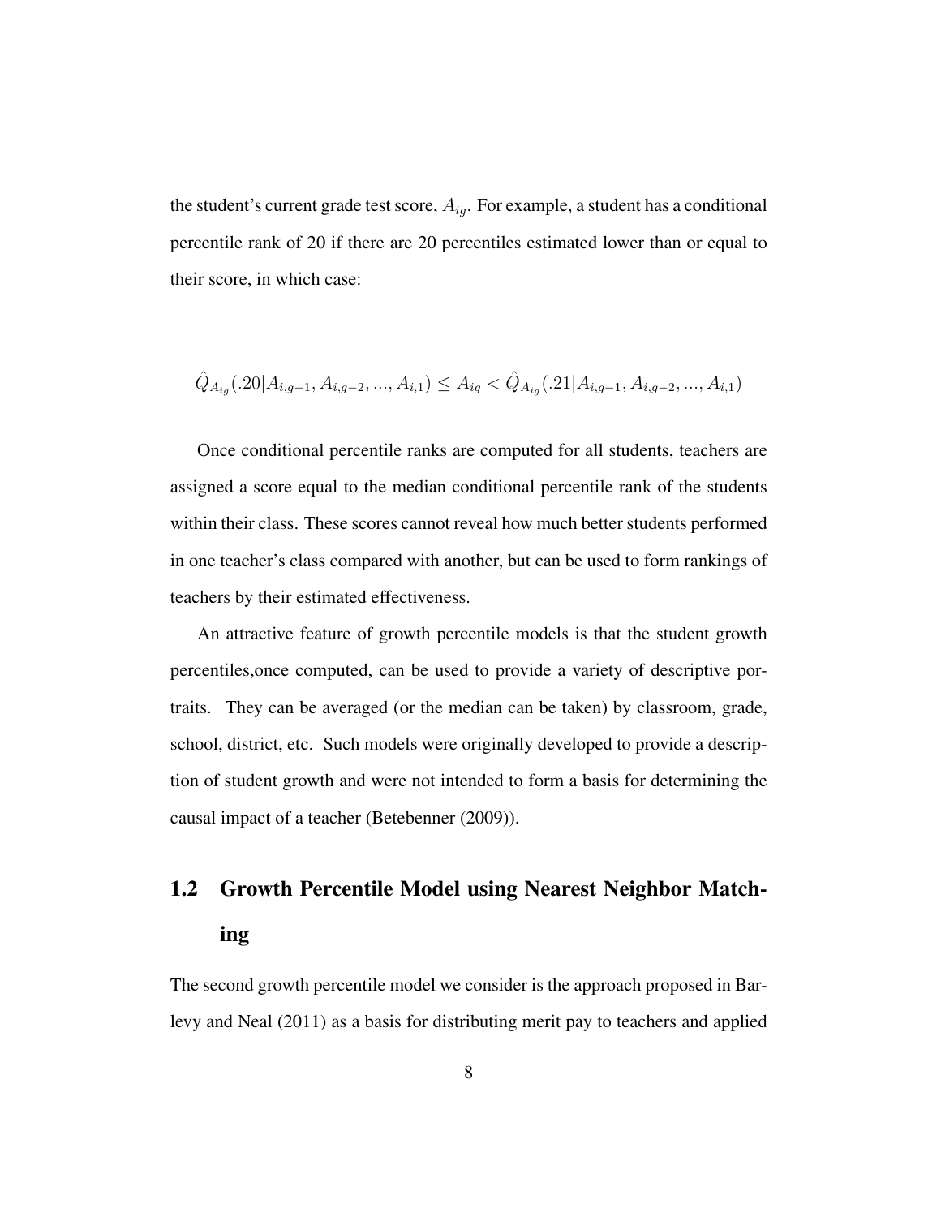the student's current grade test score, $A_{ig}$. For example, a student has a conditional percentile rank of 20 if there are 20 percentiles estimated lower than or equal to their score, in which case:

$$\hat{Q}_{A_{ig}}(.20|A_{i,g-1}, A_{i,g-2}, ..., A_{i,1}) \leq A_{ig} < \hat{Q}_{A_{ig}}(.21|A_{i,g-1}, A_{i,g-2}, ..., A_{i,1})$$

Once conditional percentile ranks are computed for all students, teachers are assigned a score equal to the median conditional percentile rank of the students within their class. These scores cannot reveal how much better students performed in one teacher's class compared with another, but can be used to form rankings of teachers by their estimated effectiveness.

An attractive feature of growth percentile models is that the student growth percentiles,once computed, can be used to provide a variety of descriptive portraits. They can be averaged (or the median can be taken) by classroom, grade, school, district, etc. Such models were originally developed to provide a description of student growth and were not intended to form a basis for determining the causal impact of a teacher (Betebenner (2009)).

## 1.2 Growth Percentile Model using Nearest Neighbor Matching

The second growth percentile model we consider is the approach proposed in Barlevy and Neal (2011) as a basis for distributing merit pay to teachers and applied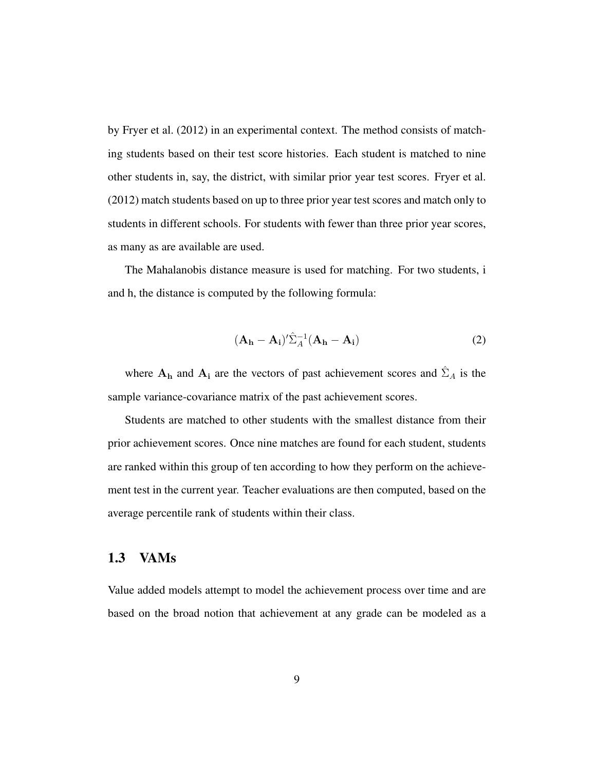by Fryer et al. (2012) in an experimental context. The method consists of matching students based on their test score histories. Each student is matched to nine other students in, say, the district, with similar prior year test scores. Fryer et al. (2012) match students based on up to three prior year test scores and match only to students in different schools. For students with fewer than three prior year scores, as many as are available are used.

The Mahalanobis distance measure is used for matching. For two students, i and h, the distance is computed by the following formula:

$$(\mathbf{A_h} - \mathbf{A_i})'\hat{\Sigma}_A^{-1}(\mathbf{A_h} - \mathbf{A_i}) \tag{2}$$

where $\mathbf{A_h}$ and $\mathbf{A_i}$ are the vectors of past achievement scores and $\hat{\Sigma}_A$ is the sample variance-covariance matrix of the past achievement scores.

Students are matched to other students with the smallest distance from their prior achievement scores. Once nine matches are found for each student, students are ranked within this group of ten according to how they perform on the achievement test in the current year. Teacher evaluations are then computed, based on the average percentile rank of students within their class.

## 1.3 VAMs

Value added models attempt to model the achievement process over time and are based on the broad notion that achievement at any grade can be modeled as a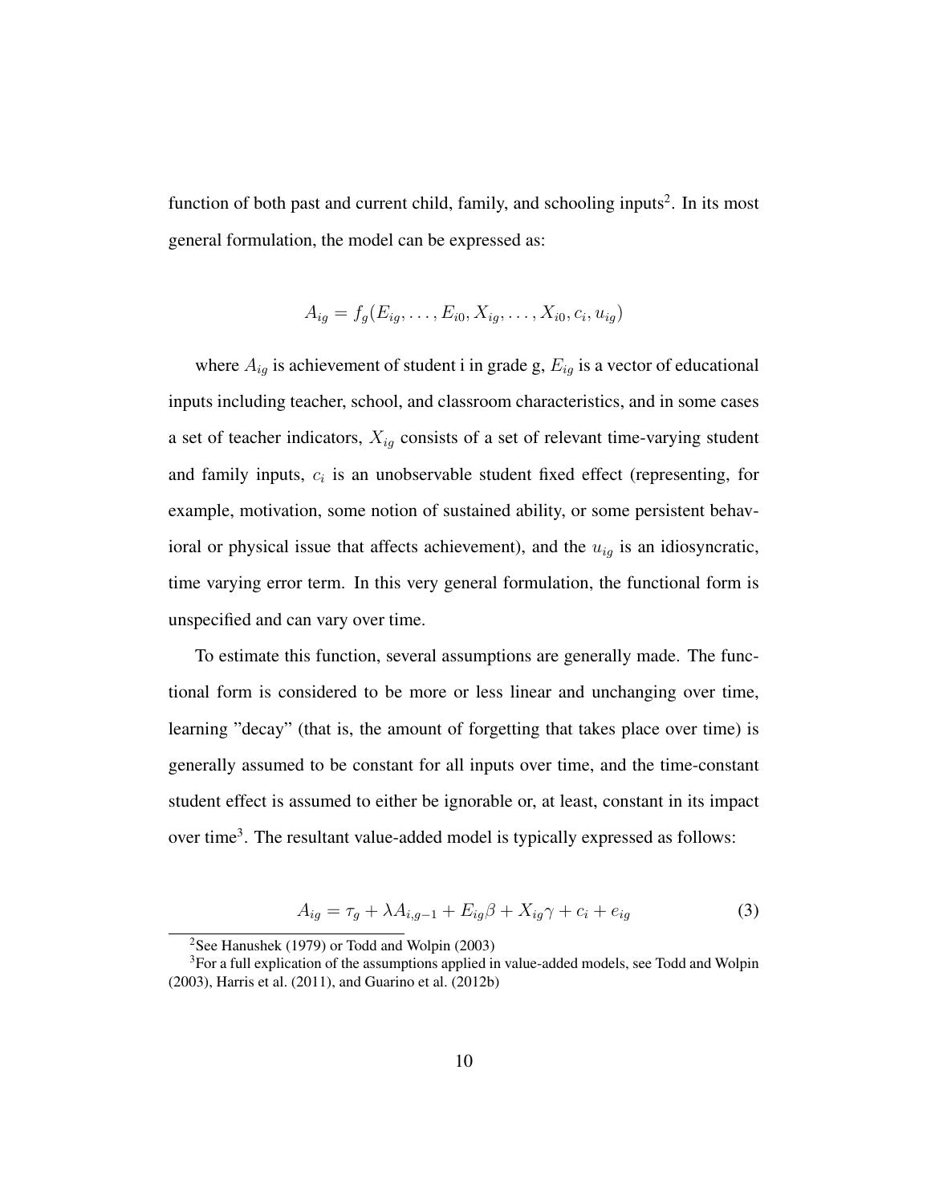function of both past and current child, family, and schooling inputs[2]. In its most general formulation, the model can be expressed as:

$$A_{ig} = f_g(E_{ig}, \ldots, E_{i0}, X_{ig}, \ldots, X_{i0}, c_i, u_{ig})$$

where $A_{ig}$ is achievement of student i in grade g, $E_{ig}$ is a vector of educational inputs including teacher, school, and classroom characteristics, and in some cases a set of teacher indicators, $X_{ig}$ consists of a set of relevant time-varying student and family inputs, $c_i$ is an unobservable student fixed effect (representing, for example, motivation, some notion of sustained ability, or some persistent behavioral or physical issue that affects achievement), and the $u_{ig}$ is an idiosyncratic, time varying error term. In this very general formulation, the functional form is unspecified and can vary over time.

To estimate this function, several assumptions are generally made. The functional form is considered to be more or less linear and unchanging over time, learning "decay" (that is, the amount of forgetting that takes place over time) is generally assumed to be constant for all inputs over time, and the time-constant student effect is assumed to either be ignorable or, at least, constant in its impact over time[3]. The resultant value-added model is typically expressed as follows:

$$A_{ig} = \tau_g + \lambda A_{i,g-1} + E_{ig}\beta + X_{ig}\gamma + c_i + e_{ig} \tag{3}$$

[2]See Hanushek (1979) or Todd and Wolpin (2003)

[3]For a full explication of the assumptions applied in value-added models, see Todd and Wolpin (2003), Harris et al. (2011), and Guarino et al. (2012b)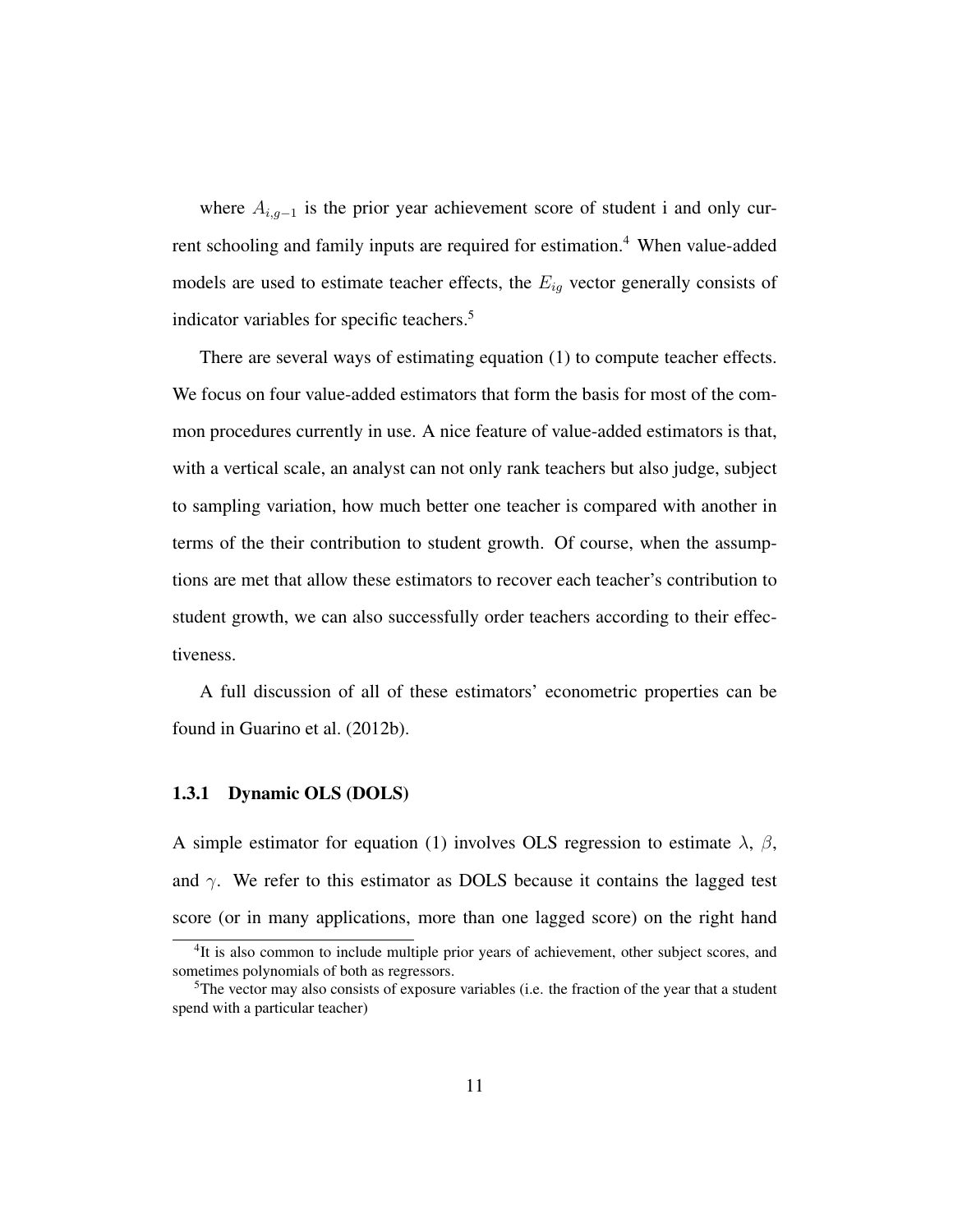where $A_{i,g-1}$ is the prior year achievement score of student i and only current schooling and family inputs are required for estimation.[4] When value-added models are used to estimate teacher effects, the $E_{ig}$ vector generally consists of indicator variables for specific teachers.[5]

There are several ways of estimating equation (1) to compute teacher effects. We focus on four value-added estimators that form the basis for most of the common procedures currently in use. A nice feature of value-added estimators is that, with a vertical scale, an analyst can not only rank teachers but also judge, subject to sampling variation, how much better one teacher is compared with another in terms of the their contribution to student growth. Of course, when the assumptions are met that allow these estimators to recover each teacher's contribution to student growth, we can also successfully order teachers according to their effectiveness.

A full discussion of all of these estimators' econometric properties can be found in Guarino et al. (2012b).

### 1.3.1 Dynamic OLS (DOLS)

A simple estimator for equation (1) involves OLS regression to estimate $\lambda$, $\beta$, and $\gamma$. We refer to this estimator as DOLS because it contains the lagged test score (or in many applications, more than one lagged score) on the right hand

[4] It is also common to include multiple prior years of achievement, other subject scores, and sometimes polynomials of both as regressors.

[5] The vector may also consists of exposure variables (i.e. the fraction of the year that a student spend with a particular teacher)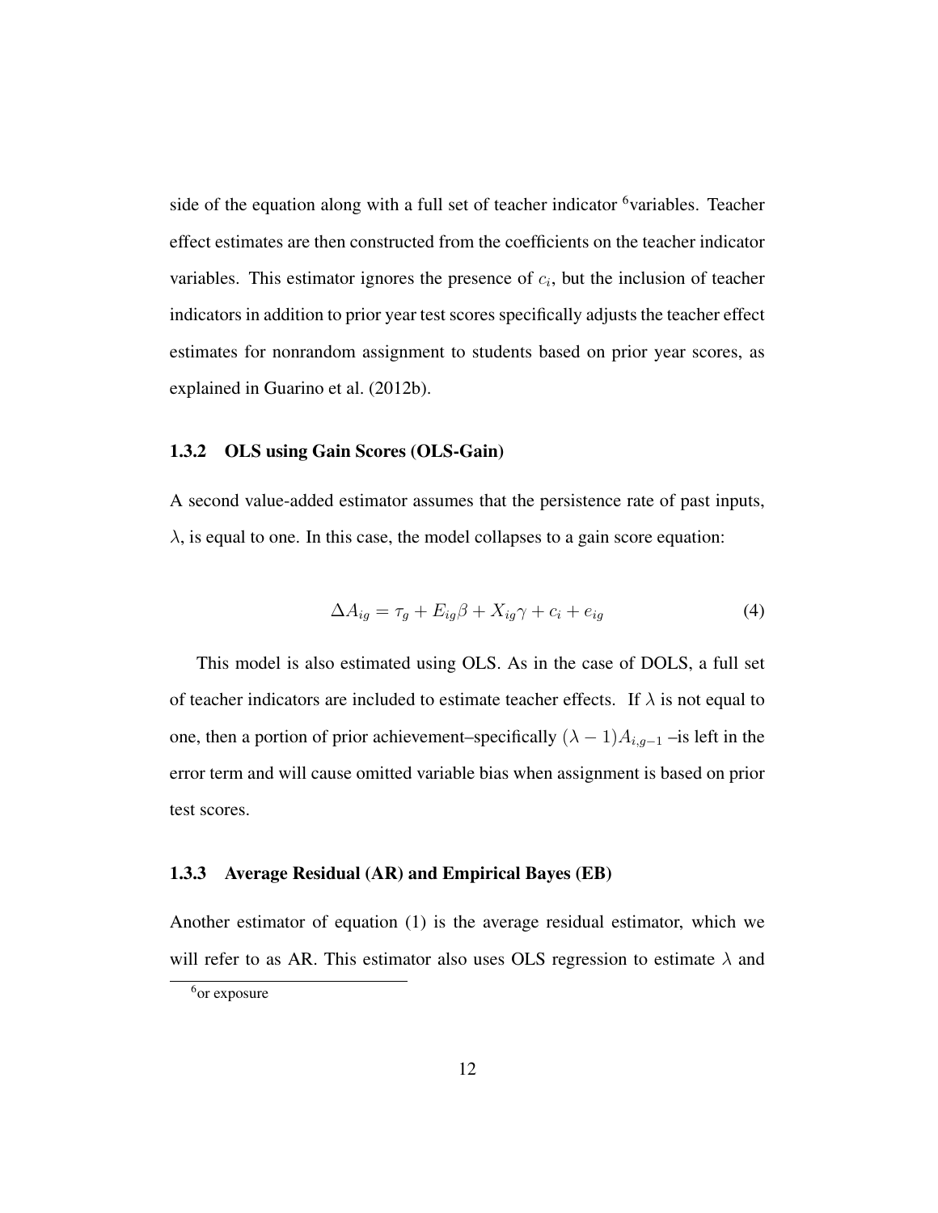side of the equation along with a full set of teacher indicator [6]variables. Teacher effect estimates are then constructed from the coefficients on the teacher indicator variables. This estimator ignores the presence of $c_i$, but the inclusion of teacher indicators in addition to prior year test scores specifically adjusts the teacher effect estimates for nonrandom assignment to students based on prior year scores, as explained in Guarino et al. (2012b).

### 1.3.2 OLS using Gain Scores (OLS-Gain)

A second value-added estimator assumes that the persistence rate of past inputs, $\lambda$, is equal to one. In this case, the model collapses to a gain score equation:

$$\Delta A_{ig} = \tau_g + E_{ig}\beta + X_{ig}\gamma + c_i + e_{ig} \tag{4}$$

This model is also estimated using OLS. As in the case of DOLS, a full set of teacher indicators are included to estimate teacher effects. If $\lambda$ is not equal to one, then a portion of prior achievement–specifically $(\lambda - 1)A_{i,g-1}$ –is left in the error term and will cause omitted variable bias when assignment is based on prior test scores.

### 1.3.3 Average Residual (AR) and Empirical Bayes (EB)

Another estimator of equation (1) is the average residual estimator, which we will refer to as AR. This estimator also uses OLS regression to estimate $\lambda$ and

[6] or exposure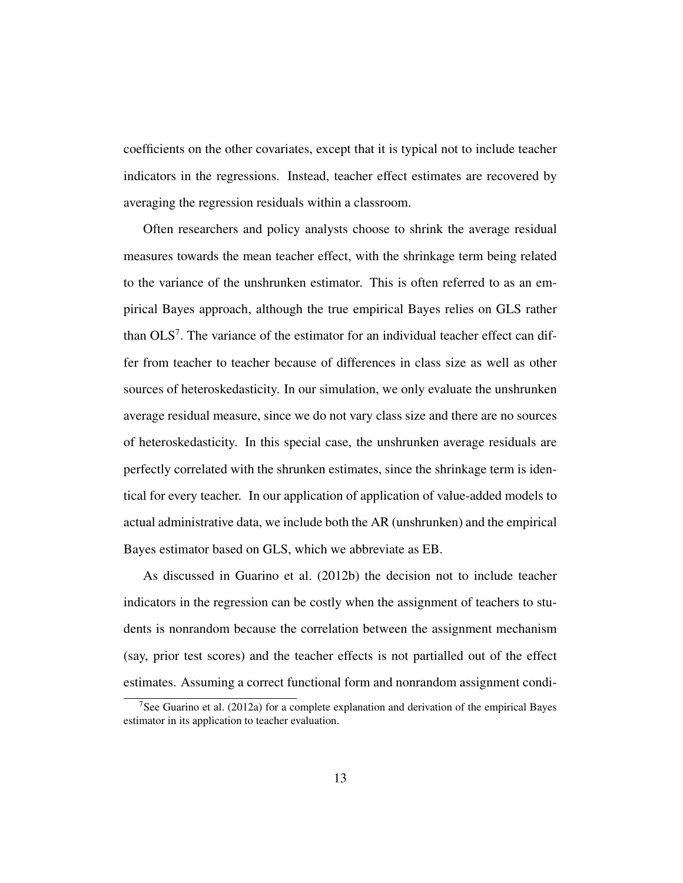coefficients on the other covariates, except that it is typical not to include teacher indicators in the regressions. Instead, teacher effect estimates are recovered by averaging the regression residuals within a classroom.

Often researchers and policy analysts choose to shrink the average residual measures towards the mean teacher effect, with the shrinkage term being related to the variance of the unshrunken estimator. This is often referred to as an empirical Bayes approach, although the true empirical Bayes relies on GLS rather than OLS[7]. The variance of the estimator for an individual teacher effect can differ from teacher to teacher because of differences in class size as well as other sources of heteroskedasticity. In our simulation, we only evaluate the unshrunken average residual measure, since we do not vary class size and there are no sources of heteroskedasticity. In this special case, the unshrunken average residuals are perfectly correlated with the shrunken estimates, since the shrinkage term is identical for every teacher. In our application of application of value-added models to actual administrative data, we include both the AR (unshrunken) and the empirical Bayes estimator based on GLS, which we abbreviate as EB.

As discussed in Guarino et al. (2012b) the decision not to include teacher indicators in the regression can be costly when the assignment of teachers to students is nonrandom because the correlation between the assignment mechanism (say, prior test scores) and the teacher effects is not partialled out of the effect estimates. Assuming a correct functional form and nonrandom assignment condi-

[7]See Guarino et al. (2012a) for a complete explanation and derivation of the empirical Bayes estimator in its application to teacher evaluation.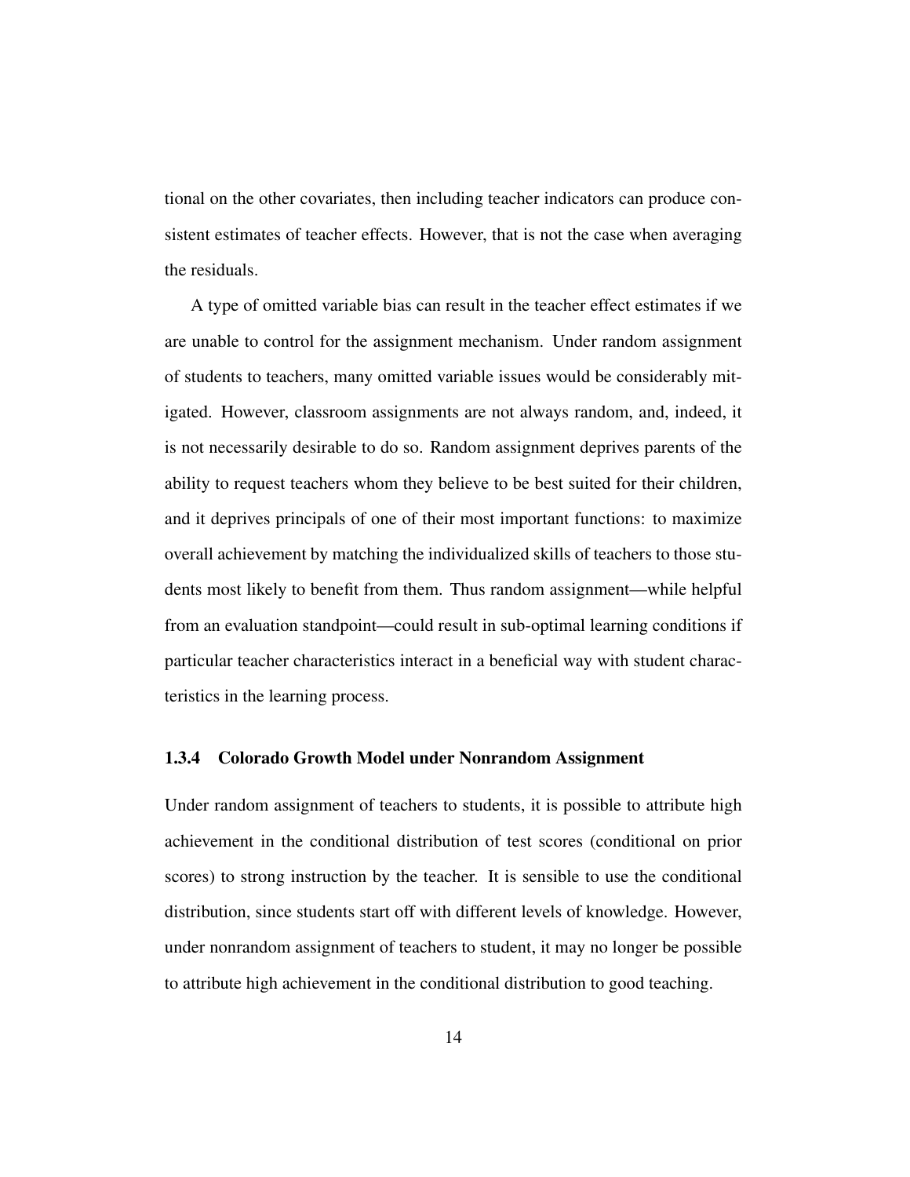tional on the other covariates, then including teacher indicators can produce consistent estimates of teacher effects. However, that is not the case when averaging the residuals.

A type of omitted variable bias can result in the teacher effect estimates if we are unable to control for the assignment mechanism. Under random assignment of students to teachers, many omitted variable issues would be considerably mitigated. However, classroom assignments are not always random, and, indeed, it is not necessarily desirable to do so. Random assignment deprives parents of the ability to request teachers whom they believe to be best suited for their children, and it deprives principals of one of their most important functions: to maximize overall achievement by matching the individualized skills of teachers to those students most likely to benefit from them. Thus random assignment—while helpful from an evaluation standpoint—could result in sub-optimal learning conditions if particular teacher characteristics interact in a beneficial way with student characteristics in the learning process.

### 1.3.4 Colorado Growth Model under Nonrandom Assignment

Under random assignment of teachers to students, it is possible to attribute high achievement in the conditional distribution of test scores (conditional on prior scores) to strong instruction by the teacher. It is sensible to use the conditional distribution, since students start off with different levels of knowledge. However, under nonrandom assignment of teachers to student, it may no longer be possible to attribute high achievement in the conditional distribution to good teaching.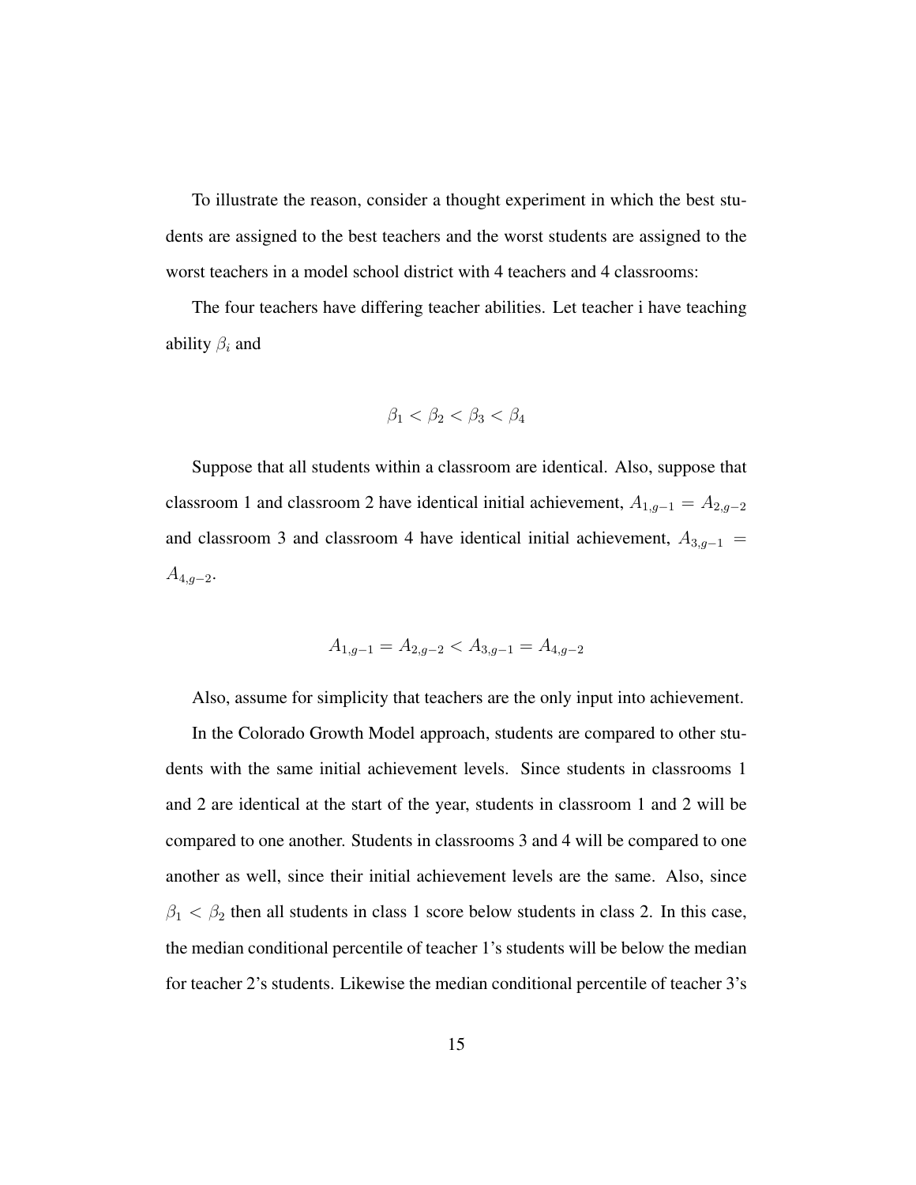To illustrate the reason, consider a thought experiment in which the best students are assigned to the best teachers and the worst students are assigned to the worst teachers in a model school district with 4 teachers and 4 classrooms:

The four teachers have differing teacher abilities. Let teacher i have teaching ability $\beta_i$ and

$$\beta_1 < \beta_2 < \beta_3 < \beta_4$$

Suppose that all students within a classroom are identical. Also, suppose that classroom 1 and classroom 2 have identical initial achievement, $A_{1,g-1} = A_{2,g-2}$ and classroom 3 and classroom 4 have identical initial achievement, $A_{3,g-1} = A_{4,g-2}$.

$$A_{1,g-1} = A_{2,g-2} < A_{3,g-1} = A_{4,g-2}$$

Also, assume for simplicity that teachers are the only input into achievement.

In the Colorado Growth Model approach, students are compared to other students with the same initial achievement levels. Since students in classrooms 1 and 2 are identical at the start of the year, students in classroom 1 and 2 will be compared to one another. Students in classrooms 3 and 4 will be compared to one another as well, since their initial achievement levels are the same. Also, since $\beta_1 < \beta_2$ then all students in class 1 score below students in class 2. In this case, the median conditional percentile of teacher 1's students will be below the median for teacher 2's students. Likewise the median conditional percentile of teacher 3's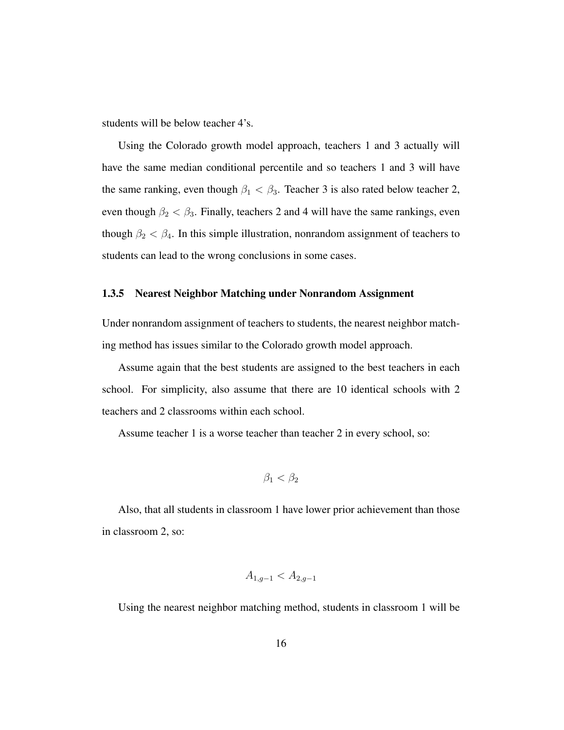students will be below teacher 4's.

Using the Colorado growth model approach, teachers 1 and 3 actually will have the same median conditional percentile and so teachers 1 and 3 will have the same ranking, even though $\beta_1 < \beta_3$. Teacher 3 is also rated below teacher 2, even though $\beta_2 < \beta_3$. Finally, teachers 2 and 4 will have the same rankings, even though $\beta_2 < \beta_4$. In this simple illustration, nonrandom assignment of teachers to students can lead to the wrong conclusions in some cases.

### 1.3.5 Nearest Neighbor Matching under Nonrandom Assignment

Under nonrandom assignment of teachers to students, the nearest neighbor matching method has issues similar to the Colorado growth model approach.

Assume again that the best students are assigned to the best teachers in each school. For simplicity, also assume that there are 10 identical schools with 2 teachers and 2 classrooms within each school.

Assume teacher 1 is a worse teacher than teacher 2 in every school, so:

$$\beta_1 < \beta_2$$

Also, that all students in classroom 1 have lower prior achievement than those in classroom 2, so:

$$A_{1,g-1} < A_{2,g-1}$$

Using the nearest neighbor matching method, students in classroom 1 will be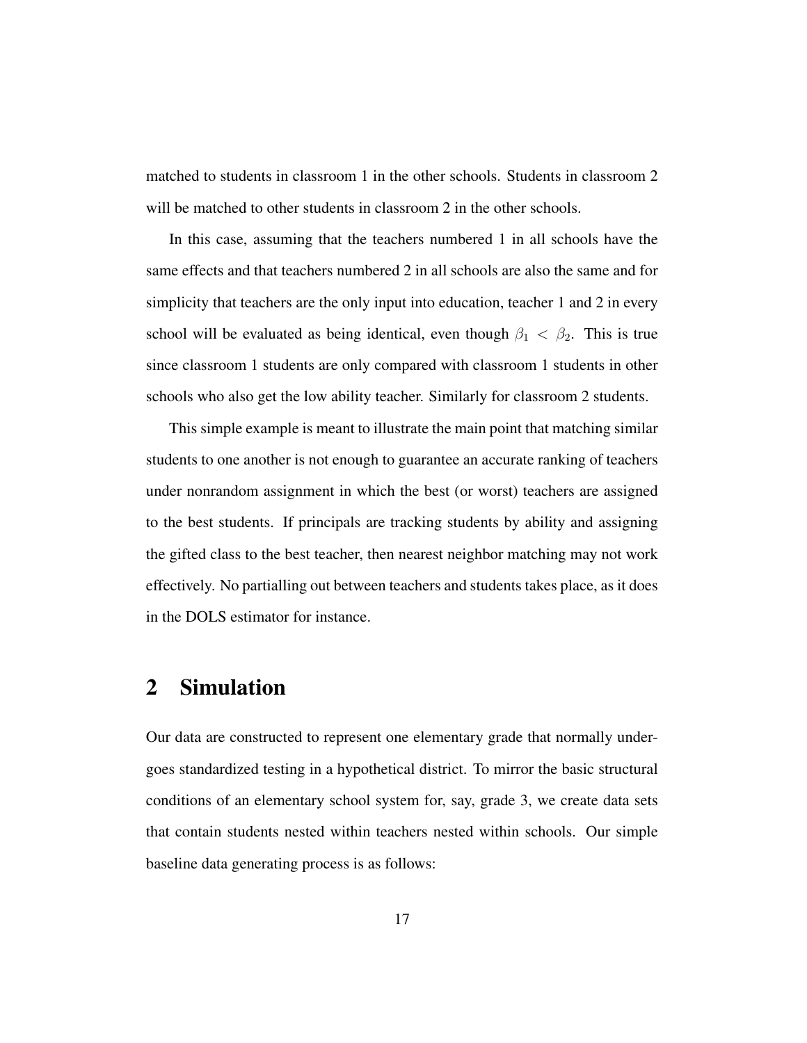matched to students in classroom 1 in the other schools. Students in classroom 2 will be matched to other students in classroom 2 in the other schools.

In this case, assuming that the teachers numbered 1 in all schools have the same effects and that teachers numbered 2 in all schools are also the same and for simplicity that teachers are the only input into education, teacher 1 and 2 in every school will be evaluated as being identical, even though $\beta_1 < \beta_2$. This is true since classroom 1 students are only compared with classroom 1 students in other schools who also get the low ability teacher. Similarly for classroom 2 students.

This simple example is meant to illustrate the main point that matching similar students to one another is not enough to guarantee an accurate ranking of teachers under nonrandom assignment in which the best (or worst) teachers are assigned to the best students. If principals are tracking students by ability and assigning the gifted class to the best teacher, then nearest neighbor matching may not work effectively. No partialling out between teachers and students takes place, as it does in the DOLS estimator for instance.

## 2 Simulation

Our data are constructed to represent one elementary grade that normally undergoes standardized testing in a hypothetical district. To mirror the basic structural conditions of an elementary school system for, say, grade 3, we create data sets that contain students nested within teachers nested within schools. Our simple baseline data generating process is as follows: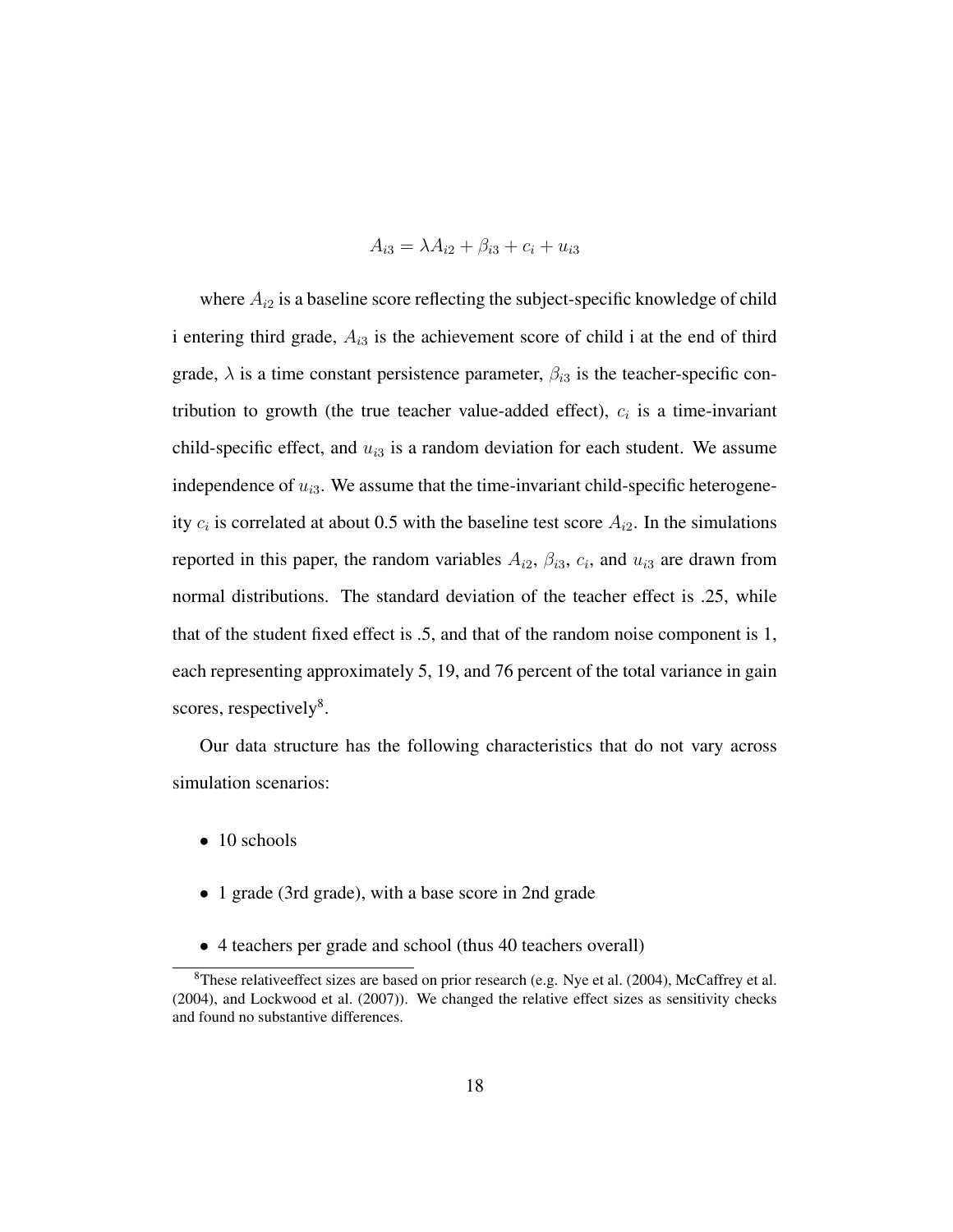$$A_{i3} = \lambda A_{i2} + \beta_{i3} + c_i + u_{i3}$$

where $A_{i2}$ is a baseline score reflecting the subject-specific knowledge of child i entering third grade, $A_{i3}$ is the achievement score of child i at the end of third grade, $\lambda$ is a time constant persistence parameter, $\beta_{i3}$ is the teacher-specific contribution to growth (the true teacher value-added effect), $c_i$ is a time-invariant child-specific effect, and $u_{i3}$ is a random deviation for each student. We assume independence of $u_{i3}$. We assume that the time-invariant child-specific heterogeneity $c_i$ is correlated at about 0.5 with the baseline test score $A_{i2}$. In the simulations reported in this paper, the random variables $A_{i2}$, $\beta_{i3}$, $c_i$, and $u_{i3}$ are drawn from normal distributions. The standard deviation of the teacher effect is .25, while that of the student fixed effect is .5, and that of the random noise component is 1, each representing approximately 5, 19, and 76 percent of the total variance in gain scores, respectively[8].

Our data structure has the following characteristics that do not vary across simulation scenarios:

- 10 schools
- 1 grade (3rd grade), with a base score in 2nd grade
- 4 teachers per grade and school (thus 40 teachers overall)

[8] These relativeeffect sizes are based on prior research (e.g. Nye et al. (2004), McCaffrey et al. (2004), and Lockwood et al. (2007)). We changed the relative effect sizes as sensitivity checks and found no substantive differences.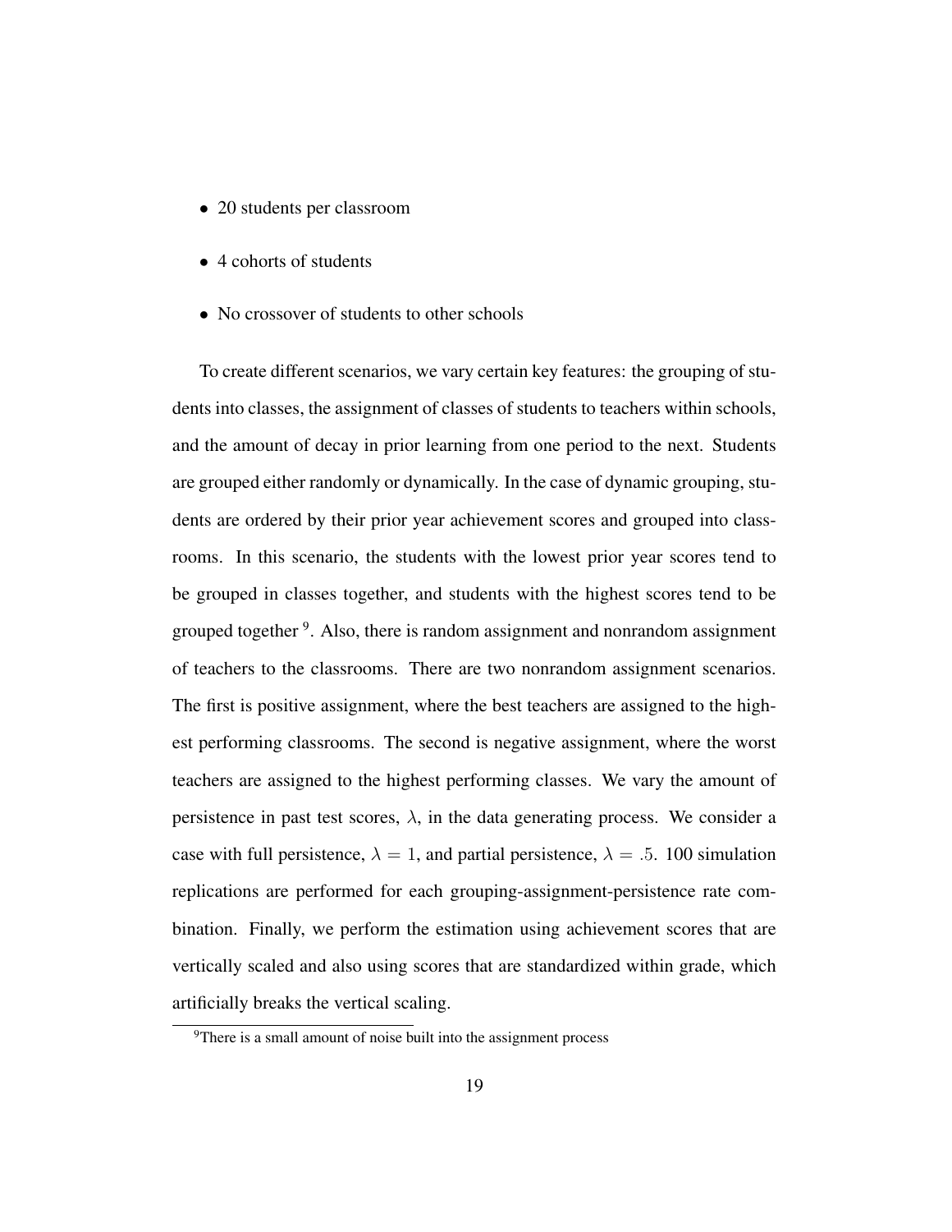- 20 students per classroom
- 4 cohorts of students
- No crossover of students to other schools

To create different scenarios, we vary certain key features: the grouping of students into classes, the assignment of classes of students to teachers within schools, and the amount of decay in prior learning from one period to the next. Students are grouped either randomly or dynamically. In the case of dynamic grouping, students are ordered by their prior year achievement scores and grouped into classrooms. In this scenario, the students with the lowest prior year scores tend to be grouped in classes together, and students with the highest scores tend to be grouped together [9]. Also, there is random assignment and nonrandom assignment of teachers to the classrooms. There are two nonrandom assignment scenarios. The first is positive assignment, where the best teachers are assigned to the highest performing classrooms. The second is negative assignment, where the worst teachers are assigned to the highest performing classes. We vary the amount of persistence in past test scores, $\lambda$, in the data generating process. We consider a case with full persistence, $\lambda = 1$, and partial persistence, $\lambda = .5$. 100 simulation replications are performed for each grouping-assignment-persistence rate combination. Finally, we perform the estimation using achievement scores that are vertically scaled and also using scores that are standardized within grade, which artificially breaks the vertical scaling.

[9] There is a small amount of noise built into the assignment process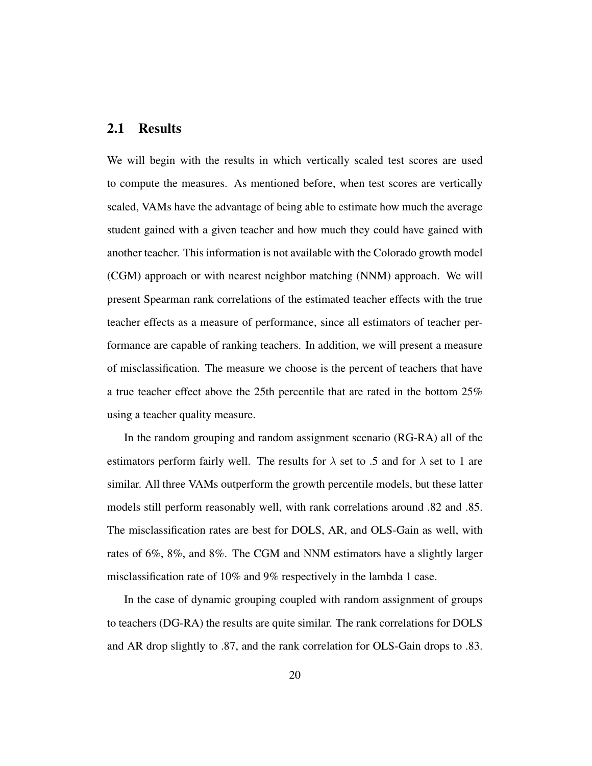## 2.1 Results

We will begin with the results in which vertically scaled test scores are used to compute the measures. As mentioned before, when test scores are vertically scaled, VAMs have the advantage of being able to estimate how much the average student gained with a given teacher and how much they could have gained with another teacher. This information is not available with the Colorado growth model (CGM) approach or with nearest neighbor matching (NNM) approach. We will present Spearman rank correlations of the estimated teacher effects with the true teacher effects as a measure of performance, since all estimators of teacher performance are capable of ranking teachers. In addition, we will present a measure of misclassification. The measure we choose is the percent of teachers that have a true teacher effect above the 25th percentile that are rated in the bottom 25% using a teacher quality measure.

In the random grouping and random assignment scenario (RG-RA) all of the estimators perform fairly well. The results for $\lambda$ set to .5 and for $\lambda$ set to 1 are similar. All three VAMs outperform the growth percentile models, but these latter models still perform reasonably well, with rank correlations around .82 and .85. The misclassification rates are best for DOLS, AR, and OLS-Gain as well, with rates of 6%, 8%, and 8%. The CGM and NNM estimators have a slightly larger misclassification rate of 10% and 9% respectively in the lambda 1 case.

In the case of dynamic grouping coupled with random assignment of groups to teachers (DG-RA) the results are quite similar. The rank correlations for DOLS and AR drop slightly to .87, and the rank correlation for OLS-Gain drops to .83.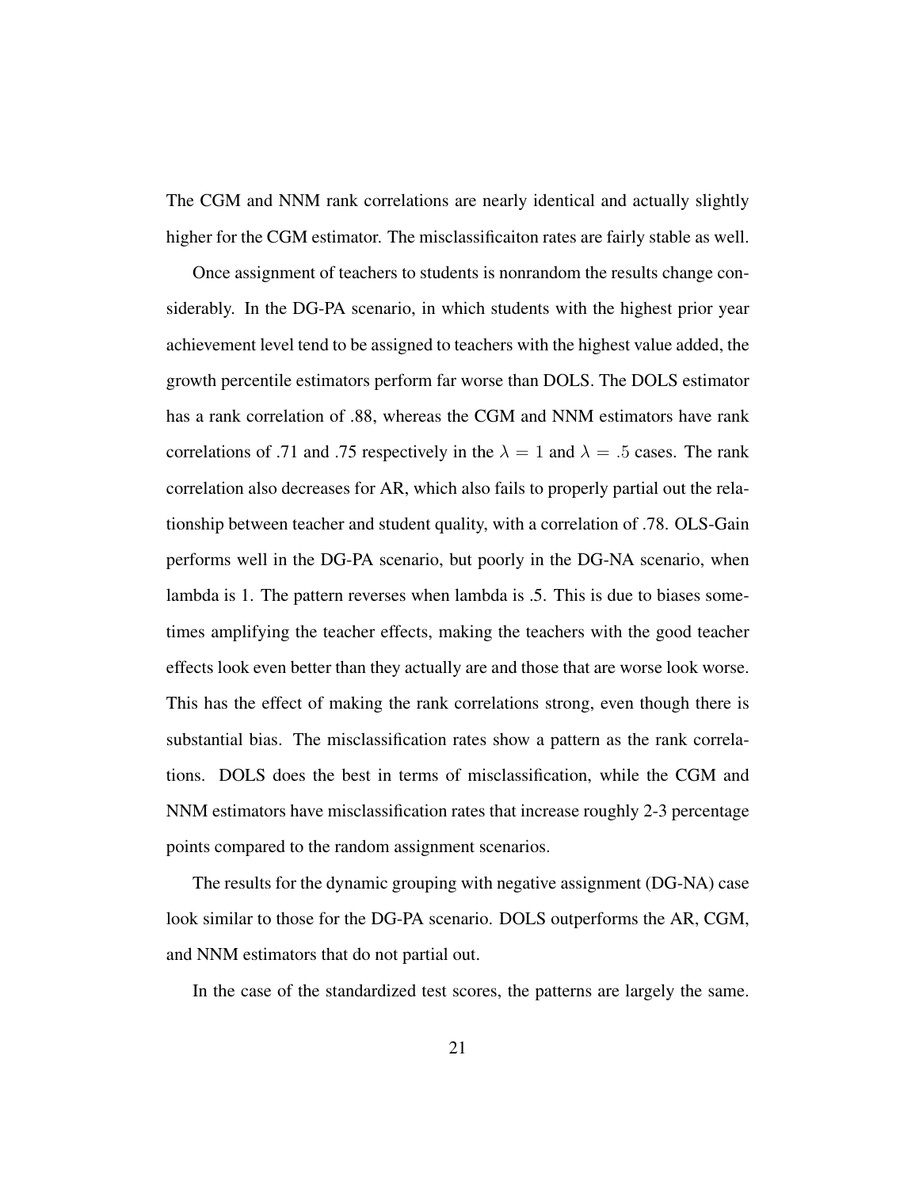The CGM and NNM rank correlations are nearly identical and actually slightly higher for the CGM estimator. The misclassificaiton rates are fairly stable as well.

Once assignment of teachers to students is nonrandom the results change considerably. In the DG-PA scenario, in which students with the highest prior year achievement level tend to be assigned to teachers with the highest value added, the growth percentile estimators perform far worse than DOLS. The DOLS estimator has a rank correlation of .88, whereas the CGM and NNM estimators have rank correlations of .71 and .75 respectively in the $\lambda = 1$ and $\lambda = .5$ cases. The rank correlation also decreases for AR, which also fails to properly partial out the relationship between teacher and student quality, with a correlation of .78. OLS-Gain performs well in the DG-PA scenario, but poorly in the DG-NA scenario, when lambda is 1. The pattern reverses when lambda is .5. This is due to biases sometimes amplifying the teacher effects, making the teachers with the good teacher effects look even better than they actually are and those that are worse look worse. This has the effect of making the rank correlations strong, even though there is substantial bias. The misclassification rates show a pattern as the rank correlations. DOLS does the best in terms of misclassification, while the CGM and NNM estimators have misclassification rates that increase roughly 2-3 percentage points compared to the random assignment scenarios.

The results for the dynamic grouping with negative assignment (DG-NA) case look similar to those for the DG-PA scenario. DOLS outperforms the AR, CGM, and NNM estimators that do not partial out.

In the case of the standardized test scores, the patterns are largely the same.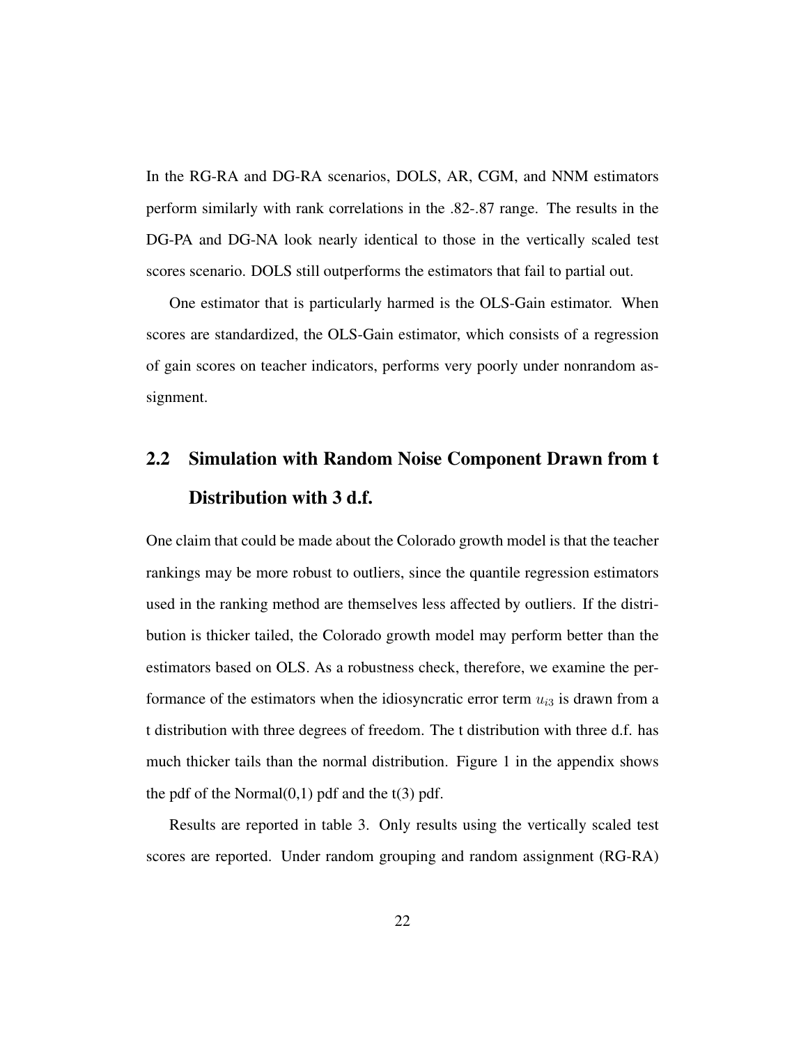In the RG-RA and DG-RA scenarios, DOLS, AR, CGM, and NNM estimators perform similarly with rank correlations in the .82-.87 range. The results in the DG-PA and DG-NA look nearly identical to those in the vertically scaled test scores scenario. DOLS still outperforms the estimators that fail to partial out.

One estimator that is particularly harmed is the OLS-Gain estimator. When scores are standardized, the OLS-Gain estimator, which consists of a regression of gain scores on teacher indicators, performs very poorly under nonrandom assignment.

## 2.2 Simulation with Random Noise Component Drawn from t Distribution with 3 d.f.

One claim that could be made about the Colorado growth model is that the teacher rankings may be more robust to outliers, since the quantile regression estimators used in the ranking method are themselves less affected by outliers. If the distribution is thicker tailed, the Colorado growth model may perform better than the estimators based on OLS. As a robustness check, therefore, we examine the performance of the estimators when the idiosyncratic error term $u_{i3}$ is drawn from a t distribution with three degrees of freedom. The t distribution with three d.f. has much thicker tails than the normal distribution. Figure 1 in the appendix shows the pdf of the Normal(0,1) pdf and the t(3) pdf.

Results are reported in table 3. Only results using the vertically scaled test scores are reported. Under random grouping and random assignment (RG-RA)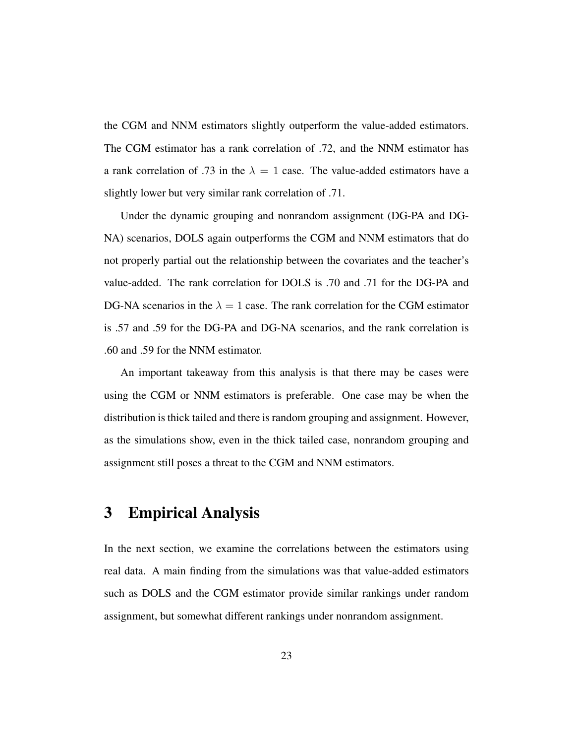the CGM and NNM estimators slightly outperform the value-added estimators. The CGM estimator has a rank correlation of .72, and the NNM estimator has a rank correlation of .73 in the $\lambda = 1$ case. The value-added estimators have a slightly lower but very similar rank correlation of .71.

Under the dynamic grouping and nonrandom assignment (DG-PA and DG-NA) scenarios, DOLS again outperforms the CGM and NNM estimators that do not properly partial out the relationship between the covariates and the teacher's value-added. The rank correlation for DOLS is .70 and .71 for the DG-PA and DG-NA scenarios in the $\lambda = 1$ case. The rank correlation for the CGM estimator is .57 and .59 for the DG-PA and DG-NA scenarios, and the rank correlation is .60 and .59 for the NNM estimator.

An important takeaway from this analysis is that there may be cases were using the CGM or NNM estimators is preferable. One case may be when the distribution is thick tailed and there is random grouping and assignment. However, as the simulations show, even in the thick tailed case, nonrandom grouping and assignment still poses a threat to the CGM and NNM estimators.

# 3 Empirical Analysis

In the next section, we examine the correlations between the estimators using real data. A main finding from the simulations was that value-added estimators such as DOLS and the CGM estimator provide similar rankings under random assignment, but somewhat different rankings under nonrandom assignment.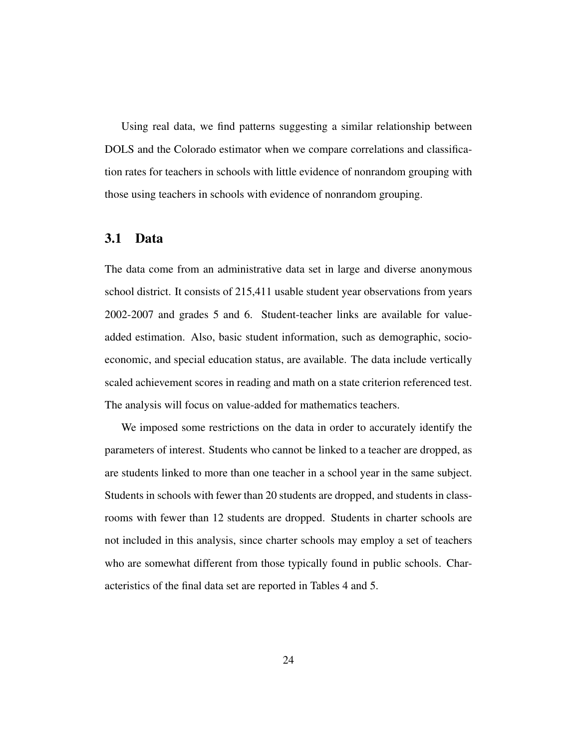Using real data, we find patterns suggesting a similar relationship between DOLS and the Colorado estimator when we compare correlations and classification rates for teachers in schools with little evidence of nonrandom grouping with those using teachers in schools with evidence of nonrandom grouping.

## 3.1 Data

The data come from an administrative data set in large and diverse anonymous school district. It consists of 215,411 usable student year observations from years 2002-2007 and grades 5 and 6. Student-teacher links are available for value-added estimation. Also, basic student information, such as demographic, socioeconomic, and special education status, are available. The data include vertically scaled achievement scores in reading and math on a state criterion referenced test. The analysis will focus on value-added for mathematics teachers.

We imposed some restrictions on the data in order to accurately identify the parameters of interest. Students who cannot be linked to a teacher are dropped, as are students linked to more than one teacher in a school year in the same subject. Students in schools with fewer than 20 students are dropped, and students in classrooms with fewer than 12 students are dropped. Students in charter schools are not included in this analysis, since charter schools may employ a set of teachers who are somewhat different from those typically found in public schools. Characteristics of the final data set are reported in Tables 4 and 5.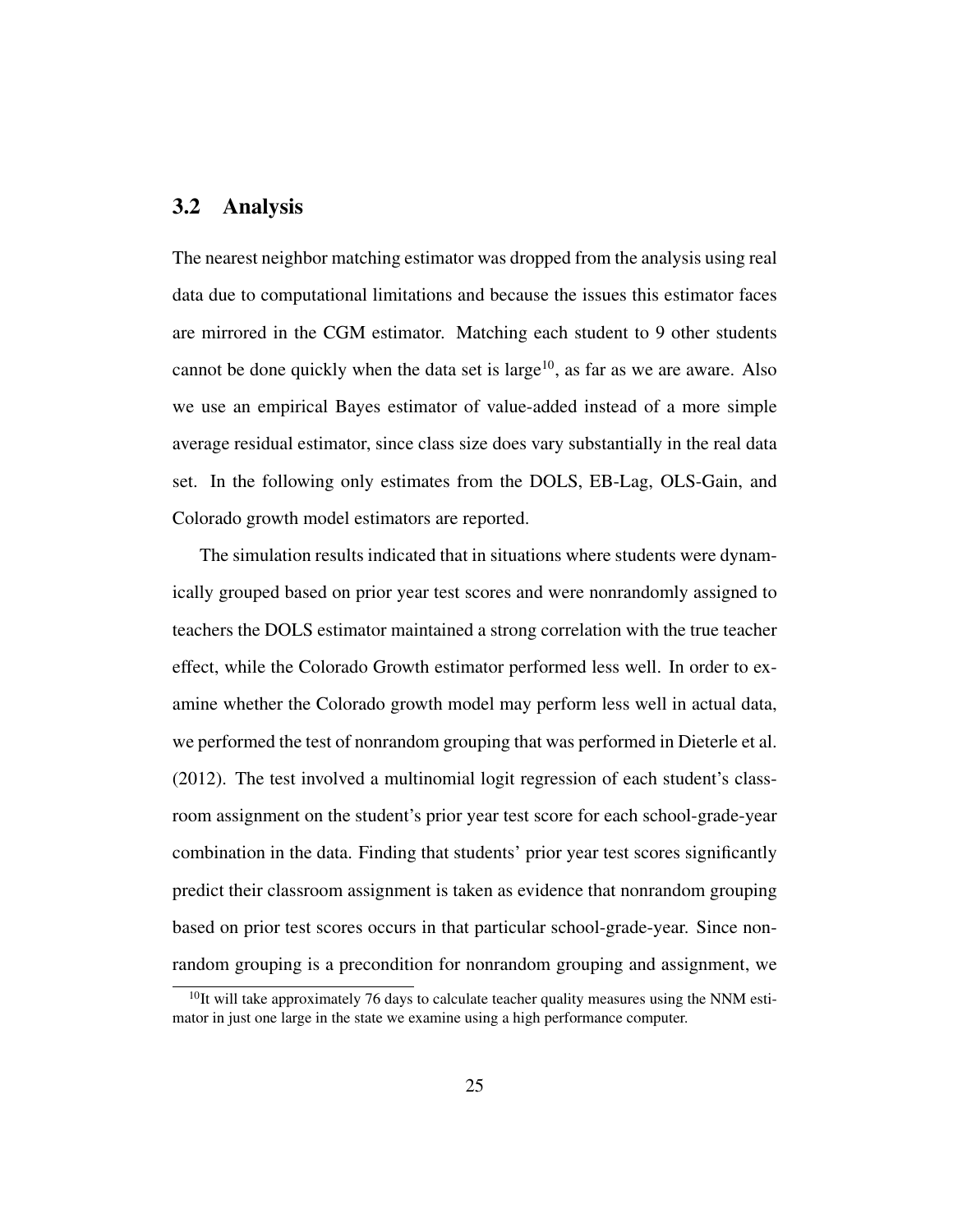## 3.2 Analysis

The nearest neighbor matching estimator was dropped from the analysis using real data due to computational limitations and because the issues this estimator faces are mirrored in the CGM estimator. Matching each student to 9 other students cannot be done quickly when the data set is large[10], as far as we are aware. Also we use an empirical Bayes estimator of value-added instead of a more simple average residual estimator, since class size does vary substantially in the real data set. In the following only estimates from the DOLS, EB-Lag, OLS-Gain, and Colorado growth model estimators are reported.

The simulation results indicated that in situations where students were dynamically grouped based on prior year test scores and were nonrandomly assigned to teachers the DOLS estimator maintained a strong correlation with the true teacher effect, while the Colorado Growth estimator performed less well. In order to examine whether the Colorado growth model may perform less well in actual data, we performed the test of nonrandom grouping that was performed in Dieterle et al. (2012). The test involved a multinomial logit regression of each student's classroom assignment on the student's prior year test score for each school-grade-year combination in the data. Finding that students' prior year test scores significantly predict their classroom assignment is taken as evidence that nonrandom grouping based on prior test scores occurs in that particular school-grade-year. Since nonrandom grouping is a precondition for nonrandom grouping and assignment, we

[10] It will take approximately 76 days to calculate teacher quality measures using the NNM estimator in just one large in the state we examine using a high performance computer.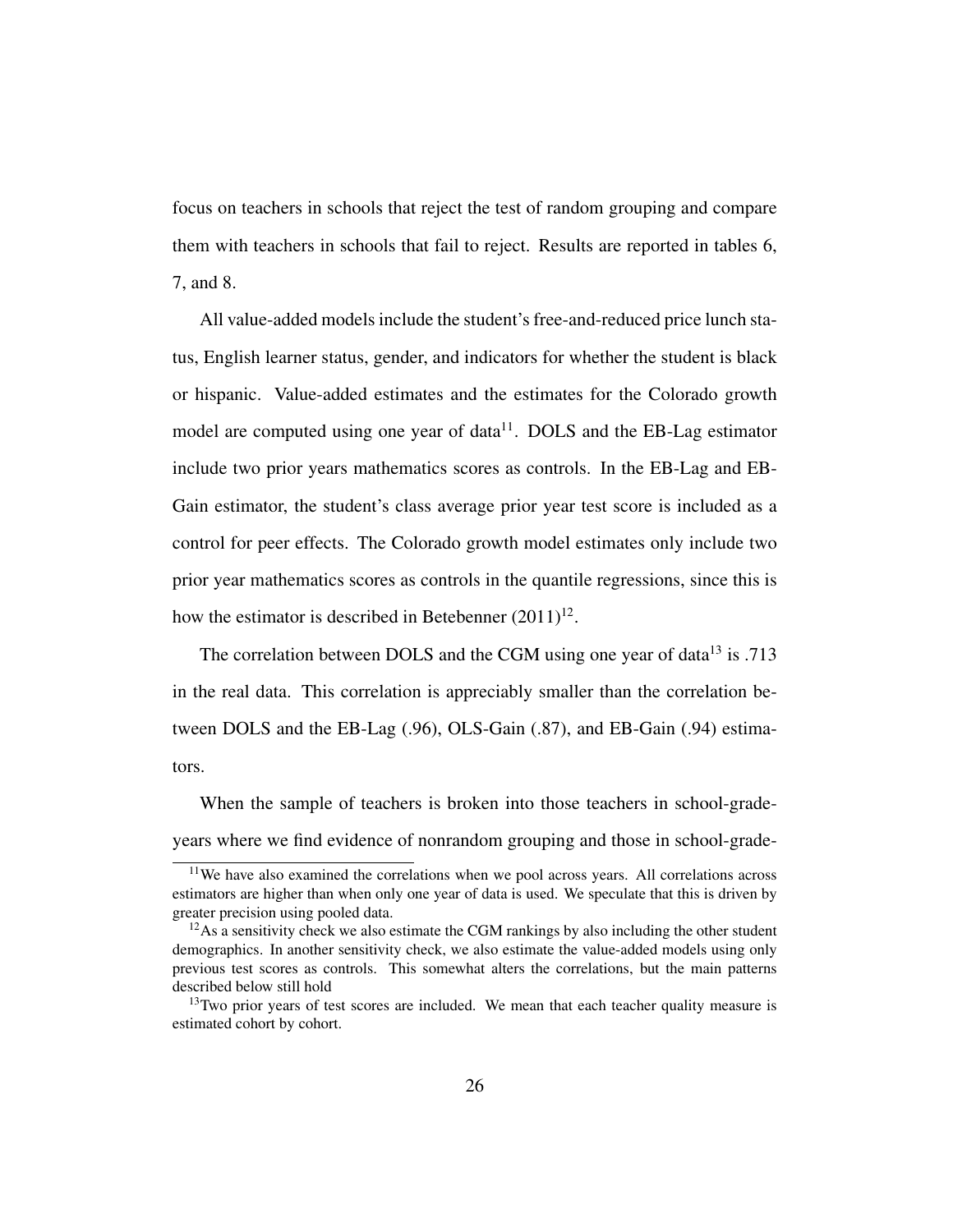focus on teachers in schools that reject the test of random grouping and compare them with teachers in schools that fail to reject. Results are reported in tables 6, 7, and 8.

All value-added models include the student's free-and-reduced price lunch status, English learner status, gender, and indicators for whether the student is black or hispanic. Value-added estimates and the estimates for the Colorado growth model are computed using one year of data[11]. DOLS and the EB-Lag estimator include two prior years mathematics scores as controls. In the EB-Lag and EB-Gain estimator, the student's class average prior year test score is included as a control for peer effects. The Colorado growth model estimates only include two prior year mathematics scores as controls in the quantile regressions, since this is how the estimator is described in Betebenner (2011)[12].

The correlation between DOLS and the CGM using one year of data[13] is .713 in the real data. This correlation is appreciably smaller than the correlation between DOLS and the EB-Lag (.96), OLS-Gain (.87), and EB-Gain (.94) estimators.

When the sample of teachers is broken into those teachers in school-grade-years where we find evidence of nonrandom grouping and those in school-grade-

---

[11] We have also examined the correlations when we pool across years. All correlations across estimators are higher than when only one year of data is used. We speculate that this is driven by greater precision using pooled data.

[12] As a sensitivity check we also estimate the CGM rankings by also including the other student demographics. In another sensitivity check, we also estimate the value-added models using only previous test scores as controls. This somewhat alters the correlations, but the main patterns described below still hold

[13] Two prior years of test scores are included. We mean that each teacher quality measure is estimated cohort by cohort.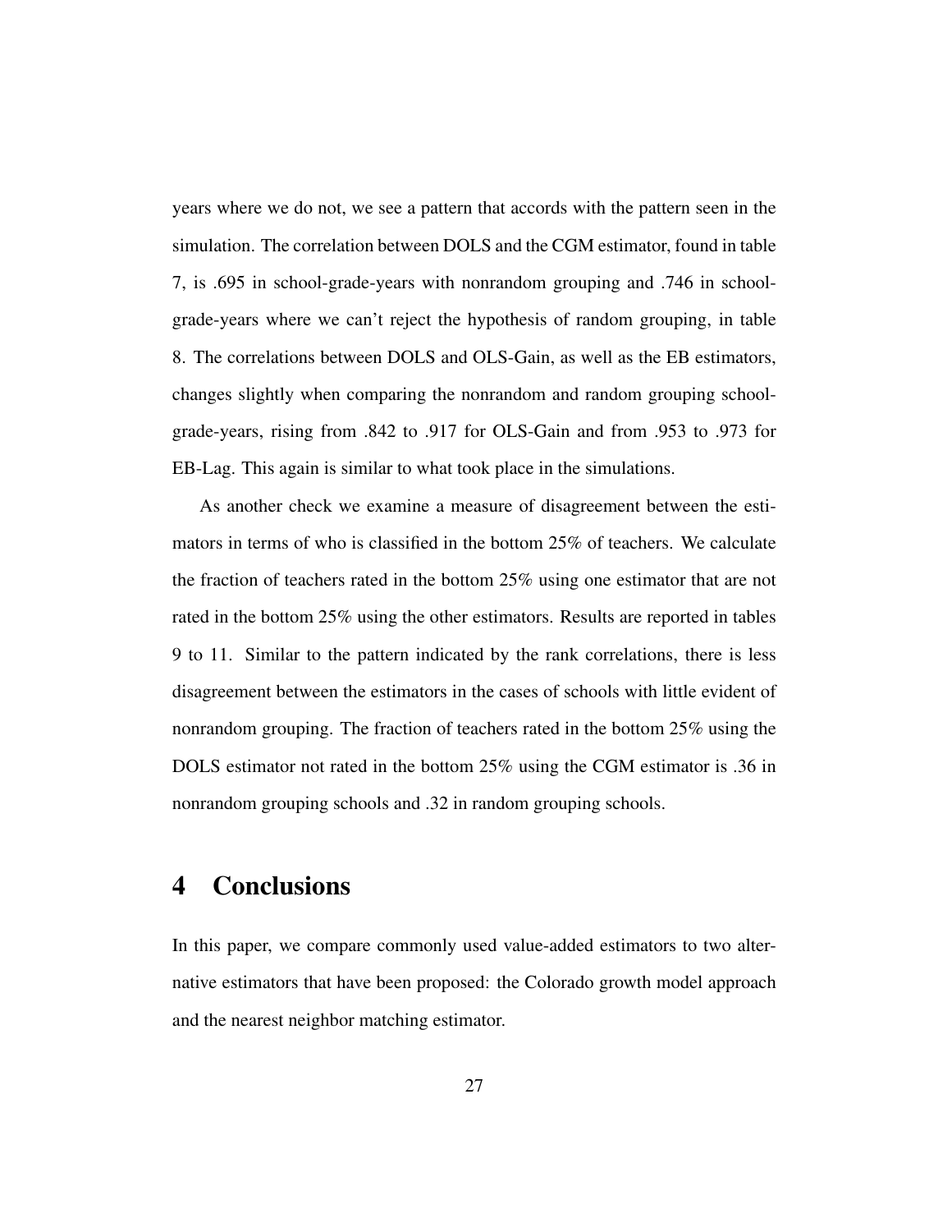years where we do not, we see a pattern that accords with the pattern seen in the simulation. The correlation between DOLS and the CGM estimator, found in table 7, is .695 in school-grade-years with nonrandom grouping and .746 in school-grade-years where we can't reject the hypothesis of random grouping, in table 8. The correlations between DOLS and OLS-Gain, as well as the EB estimators, changes slightly when comparing the nonrandom and random grouping school-grade-years, rising from .842 to .917 for OLS-Gain and from .953 to .973 for EB-Lag. This again is similar to what took place in the simulations.

As another check we examine a measure of disagreement between the estimators in terms of who is classified in the bottom 25% of teachers. We calculate the fraction of teachers rated in the bottom 25% using one estimator that are not rated in the bottom 25% using the other estimators. Results are reported in tables 9 to 11. Similar to the pattern indicated by the rank correlations, there is less disagreement between the estimators in the cases of schools with little evident of nonrandom grouping. The fraction of teachers rated in the bottom 25% using the DOLS estimator not rated in the bottom 25% using the CGM estimator is .36 in nonrandom grouping schools and .32 in random grouping schools.

# 4 Conclusions

In this paper, we compare commonly used value-added estimators to two alternative estimators that have been proposed: the Colorado growth model approach and the nearest neighbor matching estimator.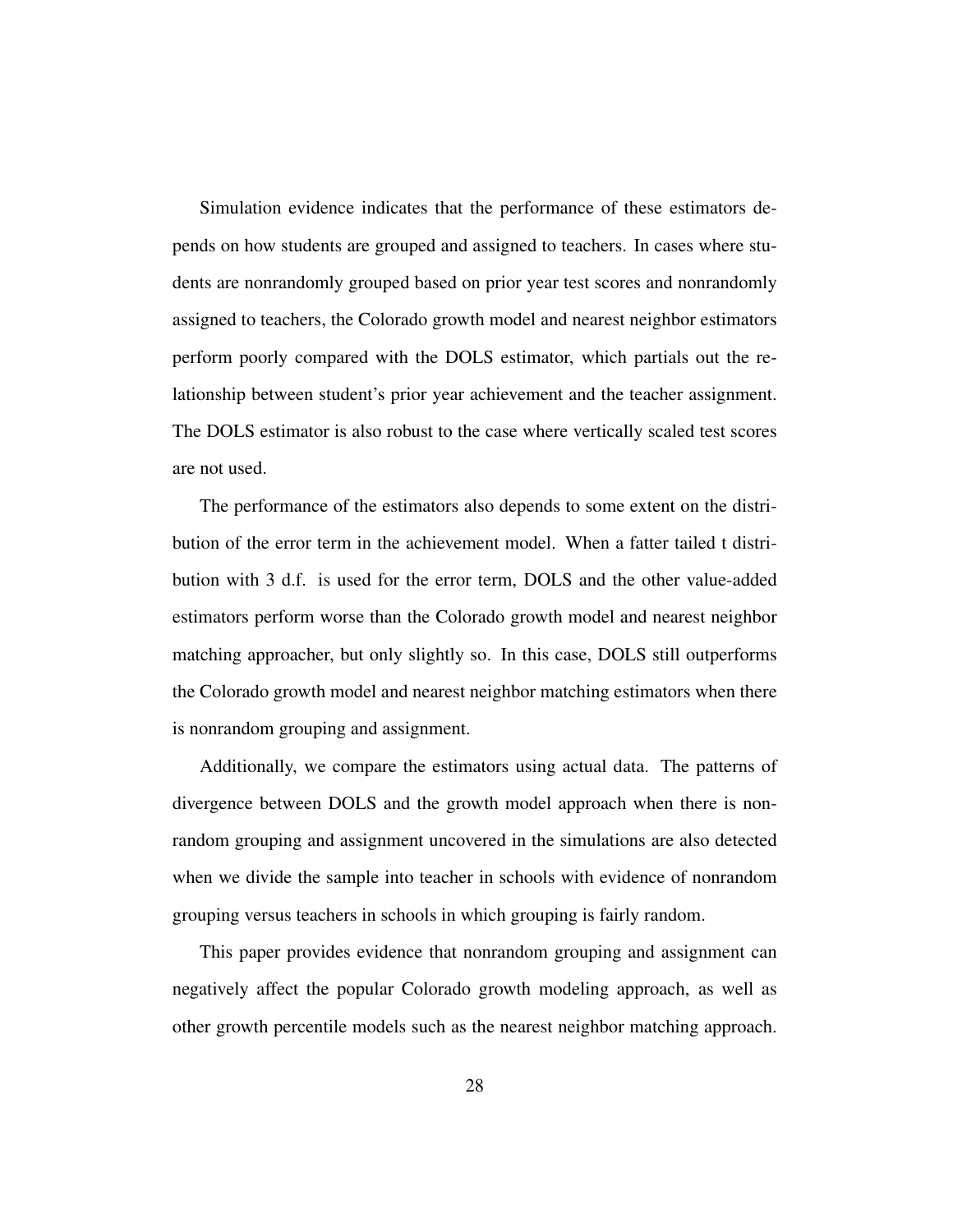Simulation evidence indicates that the performance of these estimators depends on how students are grouped and assigned to teachers. In cases where students are nonrandomly grouped based on prior year test scores and nonrandomly assigned to teachers, the Colorado growth model and nearest neighbor estimators perform poorly compared with the DOLS estimator, which partials out the relationship between student's prior year achievement and the teacher assignment. The DOLS estimator is also robust to the case where vertically scaled test scores are not used.

The performance of the estimators also depends to some extent on the distribution of the error term in the achievement model. When a fatter tailed t distribution with 3 d.f. is used for the error term, DOLS and the other value-added estimators perform worse than the Colorado growth model and nearest neighbor matching approacher, but only slightly so. In this case, DOLS still outperforms the Colorado growth model and nearest neighbor matching estimators when there is nonrandom grouping and assignment.

Additionally, we compare the estimators using actual data. The patterns of divergence between DOLS and the growth model approach when there is nonrandom grouping and assignment uncovered in the simulations are also detected when we divide the sample into teacher in schools with evidence of nonrandom grouping versus teachers in schools in which grouping is fairly random.

This paper provides evidence that nonrandom grouping and assignment can negatively affect the popular Colorado growth modeling approach, as well as other growth percentile models such as the nearest neighbor matching approach.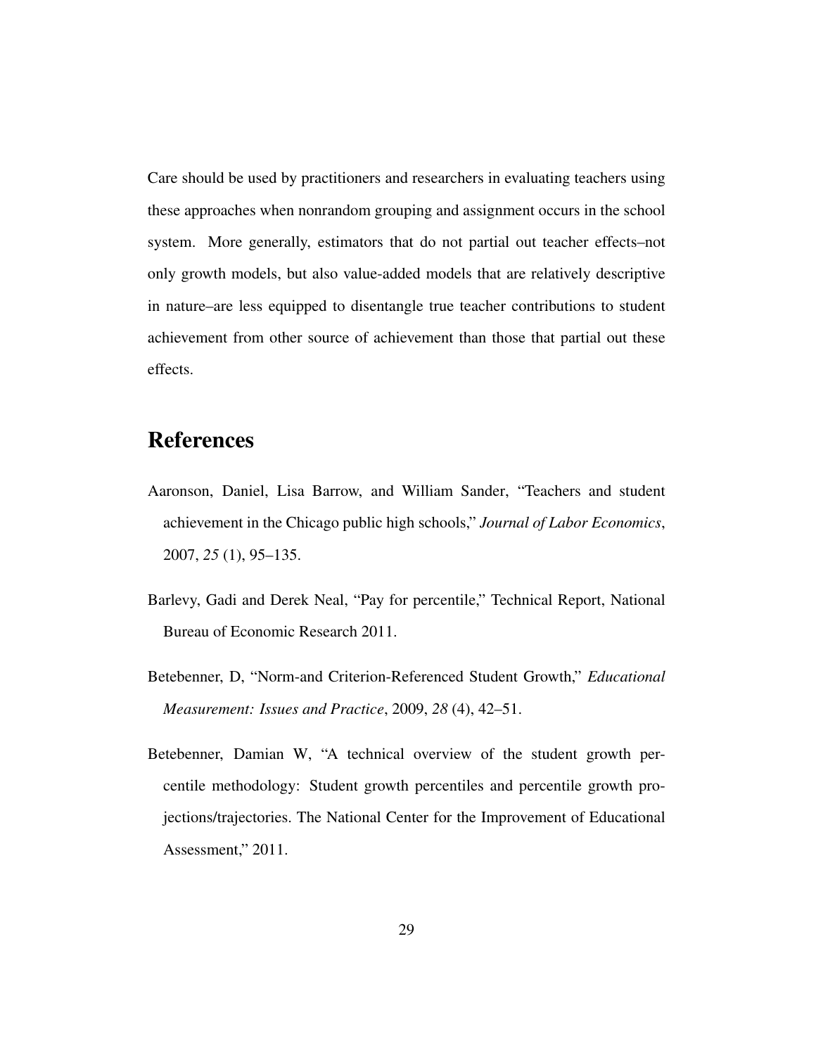Care should be used by practitioners and researchers in evaluating teachers using these approaches when nonrandom grouping and assignment occurs in the school system. More generally, estimators that do not partial out teacher effects–not only growth models, but also value-added models that are relatively descriptive in nature–are less equipped to disentangle true teacher contributions to student achievement from other source of achievement than those that partial out these effects.

# References

Aaronson, Daniel, Lisa Barrow, and William Sander, "Teachers and student achievement in the Chicago public high schools," *Journal of Labor Economics*, 2007, *25* (1), 95–135.

Barlevy, Gadi and Derek Neal, "Pay for percentile," Technical Report, National Bureau of Economic Research 2011.

Betebenner, D, "Norm-and Criterion-Referenced Student Growth," *Educational Measurement: Issues and Practice*, 2009, *28* (4), 42–51.

Betebenner, Damian W, "A technical overview of the student growth percentile methodology: Student growth percentiles and percentile growth projections/trajectories. The National Center for the Improvement of Educational Assessment," 2011.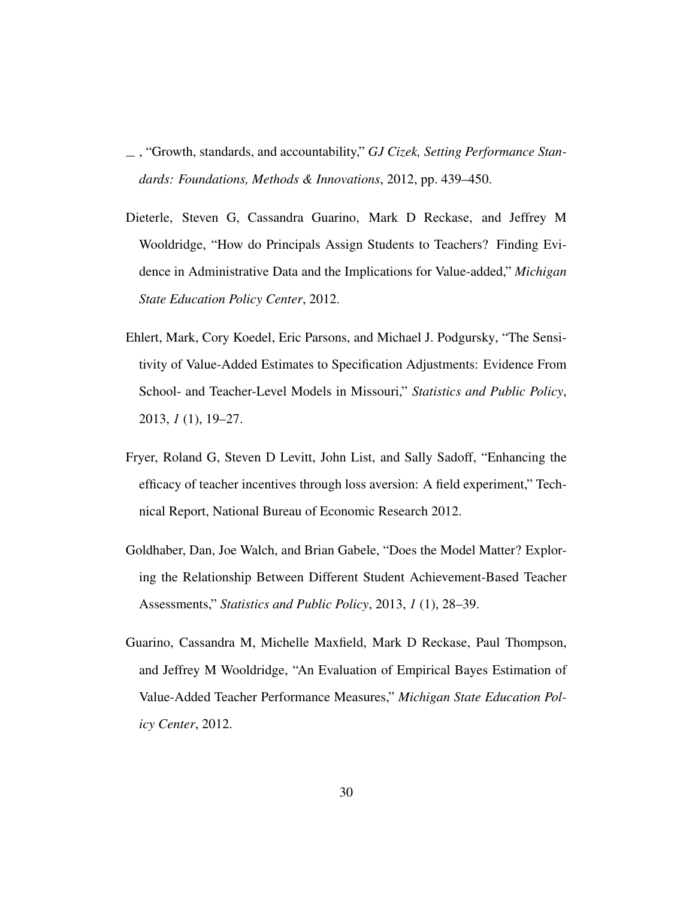_ , "Growth, standards, and accountability," *GJ Cizek, Setting Performance Standards: Foundations, Methods & Innovations*, 2012, pp. 439–450.

Dieterle, Steven G, Cassandra Guarino, Mark D Reckase, and Jeffrey M Wooldridge, "How do Principals Assign Students to Teachers? Finding Evidence in Administrative Data and the Implications for Value-added," *Michigan State Education Policy Center*, 2012.

Ehlert, Mark, Cory Koedel, Eric Parsons, and Michael J. Podgursky, "The Sensitivity of Value-Added Estimates to Specification Adjustments: Evidence From School- and Teacher-Level Models in Missouri," *Statistics and Public Policy*, 2013, *1* (1), 19–27.

Fryer, Roland G, Steven D Levitt, John List, and Sally Sadoff, "Enhancing the efficacy of teacher incentives through loss aversion: A field experiment," Technical Report, National Bureau of Economic Research 2012.

Goldhaber, Dan, Joe Walch, and Brian Gabele, "Does the Model Matter? Exploring the Relationship Between Different Student Achievement-Based Teacher Assessments," *Statistics and Public Policy*, 2013, *1* (1), 28–39.

Guarino, Cassandra M, Michelle Maxfield, Mark D Reckase, Paul Thompson, and Jeffrey M Wooldridge, "An Evaluation of Empirical Bayes Estimation of Value-Added Teacher Performance Measures," *Michigan State Education Policy Center*, 2012.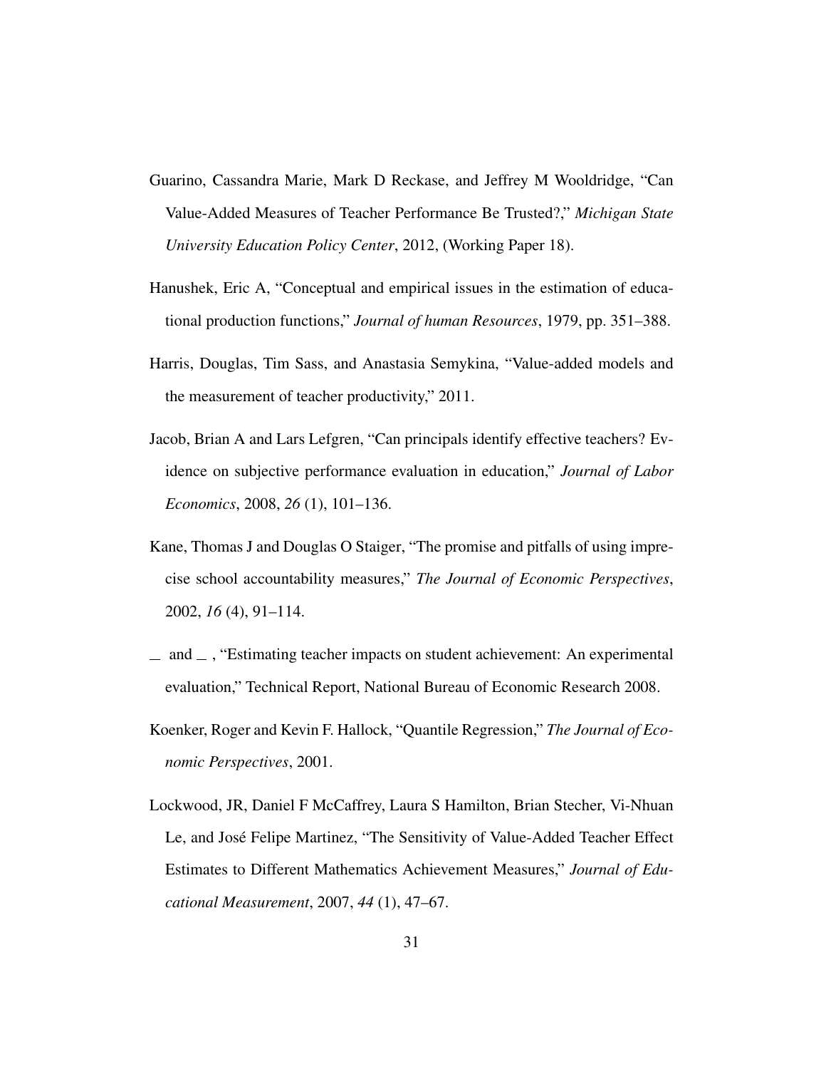Guarino, Cassandra Marie, Mark D Reckase, and Jeffrey M Wooldridge, "Can Value-Added Measures of Teacher Performance Be Trusted?," *Michigan State University Education Policy Center*, 2012, (Working Paper 18).

Hanushek, Eric A, "Conceptual and empirical issues in the estimation of educational production functions," *Journal of human Resources*, 1979, pp. 351–388.

Harris, Douglas, Tim Sass, and Anastasia Semykina, "Value-added models and the measurement of teacher productivity," 2011.

Jacob, Brian A and Lars Lefgren, "Can principals identify effective teachers? Evidence on subjective performance evaluation in education," *Journal of Labor Economics*, 2008, *26* (1), 101–136.

Kane, Thomas J and Douglas O Staiger, "The promise and pitfalls of using imprecise school accountability measures," *The Journal of Economic Perspectives*, 2002, *16* (4), 91–114.

\_ and \_ , "Estimating teacher impacts on student achievement: An experimental evaluation," Technical Report, National Bureau of Economic Research 2008.

Koenker, Roger and Kevin F. Hallock, "Quantile Regression," *The Journal of Economic Perspectives*, 2001.

Lockwood, JR, Daniel F McCaffrey, Laura S Hamilton, Brian Stecher, Vi-Nhuan Le, and José Felipe Martinez, "The Sensitivity of Value-Added Teacher Effect Estimates to Different Mathematics Achievement Measures," *Journal of Educational Measurement*, 2007, *44* (1), 47–67.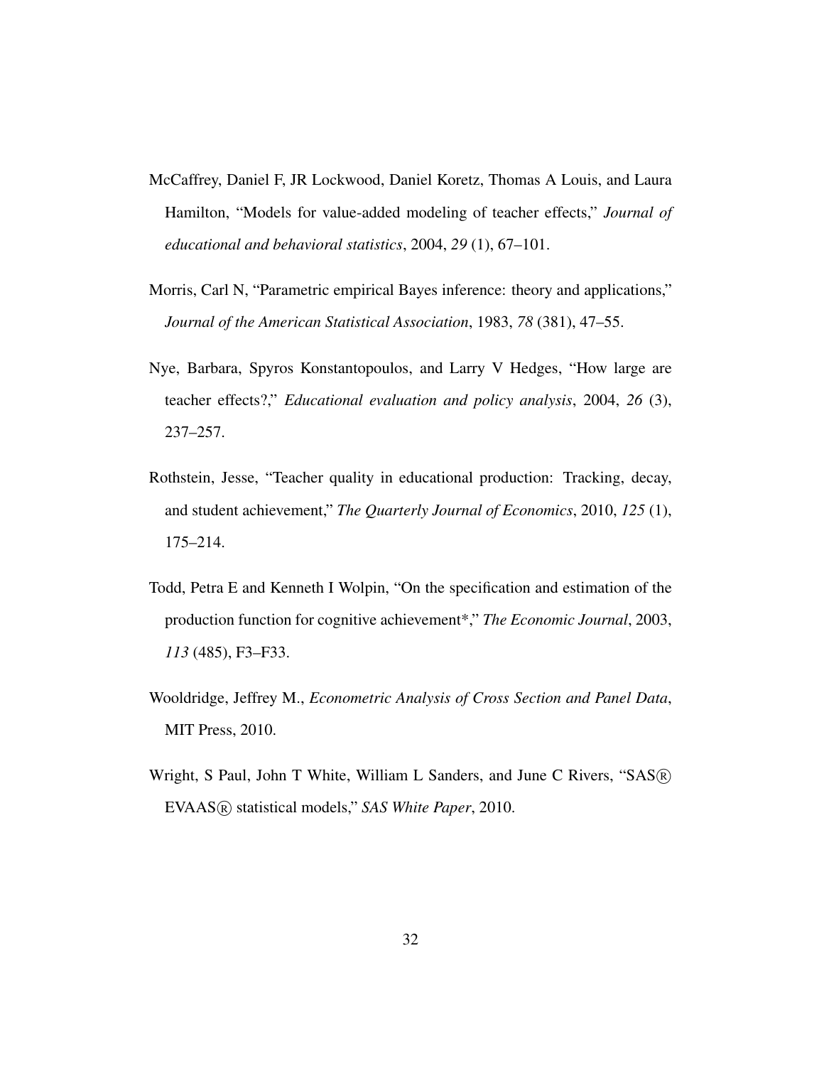McCaffrey, Daniel F, JR Lockwood, Daniel Koretz, Thomas A Louis, and Laura Hamilton, "Models for value-added modeling of teacher effects," *Journal of educational and behavioral statistics*, 2004, *29* (1), 67–101.

Morris, Carl N, "Parametric empirical Bayes inference: theory and applications," *Journal of the American Statistical Association*, 1983, *78* (381), 47–55.

Nye, Barbara, Spyros Konstantopoulos, and Larry V Hedges, "How large are teacher effects?," *Educational evaluation and policy analysis*, 2004, *26* (3), 237–257.

Rothstein, Jesse, "Teacher quality in educational production: Tracking, decay, and student achievement," *The Quarterly Journal of Economics*, 2010, *125* (1), 175–214.

Todd, Petra E and Kenneth I Wolpin, "On the specification and estimation of the production function for cognitive achievement*," *The Economic Journal*, 2003, *113* (485), F3–F33.

Wooldridge, Jeffrey M., *Econometric Analysis of Cross Section and Panel Data*, MIT Press, 2010.

Wright, S Paul, John T White, William L Sanders, and June C Rivers, "SAS® EVAAS® statistical models," *SAS White Paper*, 2010.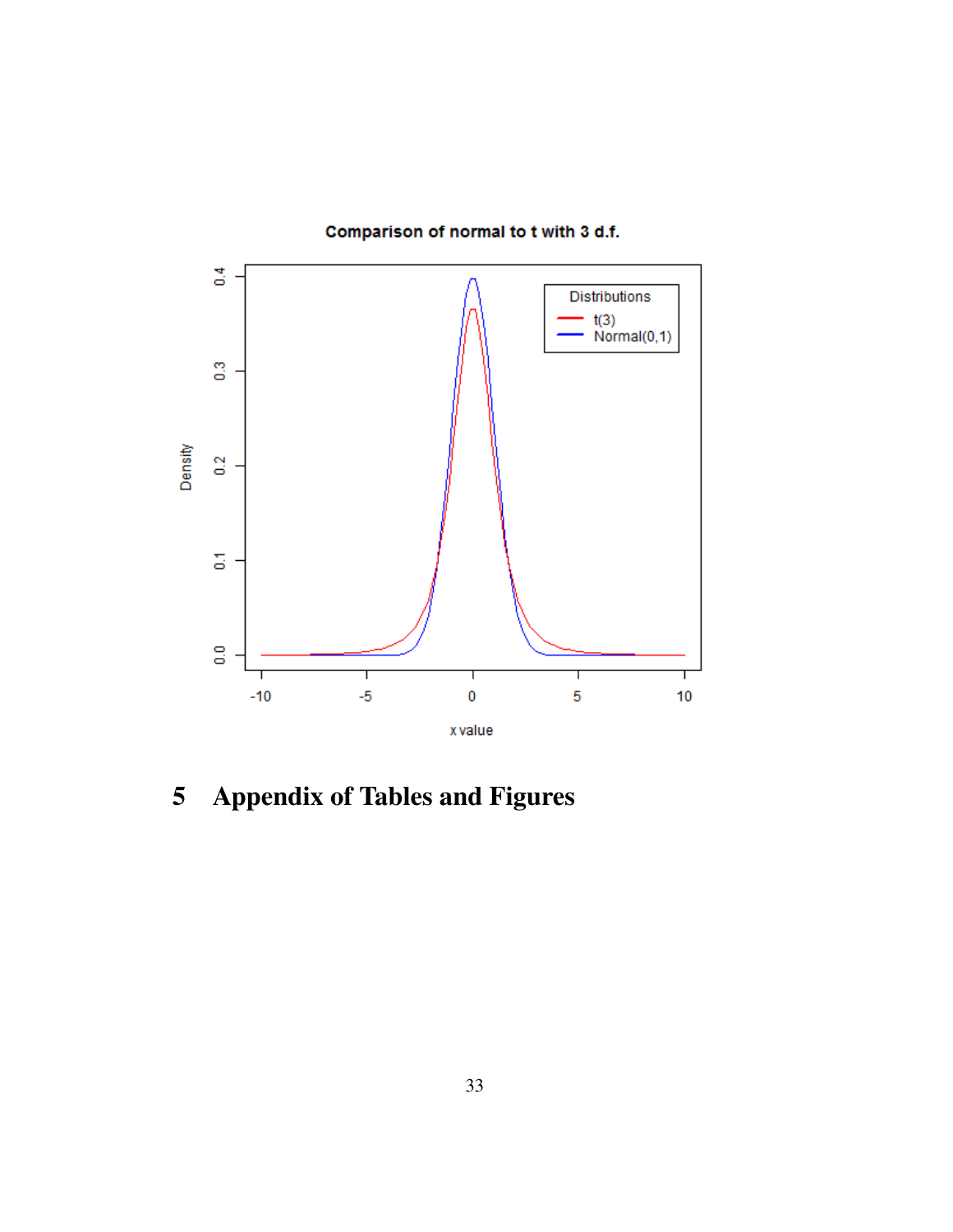## 5 Appendix of Tables and Figures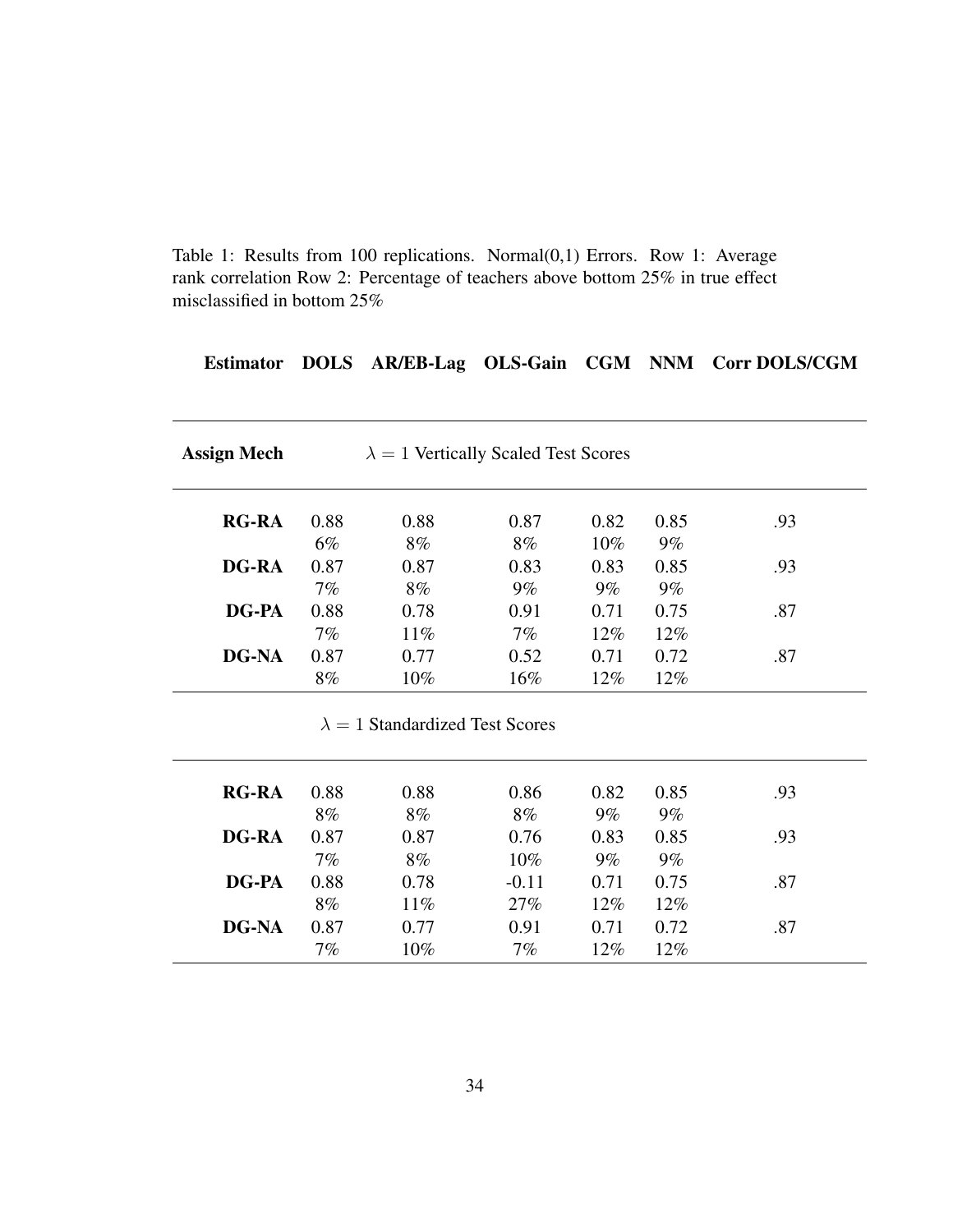Table 1: Results from 100 replications. Normal(0,1) Errors. Row 1: Average rank correlation Row 2: Percentage of teachers above bottom 25% in true effect misclassified in bottom 25%

| **Estimator** | **DOLS** | **AR/EB-Lag** | **OLS-Gain** | **CGM** | **NNM** | **Corr DOLS/CGM** |
|---|---|---|---|---|---|---|
| **Assign Mech** | $\lambda = 1$ Vertically Scaled Test Scores | | | | | |
| **RG-RA** | 0.88 | 0.88 | 0.87 | 0.82 | 0.85 | .93 |
| | 6% | 8% | 8% | 10% | 9% | |
| **DG-RA** | 0.87 | 0.87 | 0.83 | 0.83 | 0.85 | .93 |
| | 7% | 8% | 9% | 9% | 9% | |
| **DG-PA** | 0.88 | 0.78 | 0.91 | 0.71 | 0.75 | .87 |
| | 7% | 11% | 7% | 12% | 12% | |
| **DG-NA** | 0.87 | 0.77 | 0.52 | 0.71 | 0.72 | .87 |
| | 8% | 10% | 16% | 12% | 12% | |
| | $\lambda = 1$ Standardized Test Scores | | | | | |
| **RG-RA** | 0.88 | 0.88 | 0.86 | 0.82 | 0.85 | .93 |
| | 8% | 8% | 8% | 9% | 9% | |
| **DG-RA** | 0.87 | 0.87 | 0.76 | 0.83 | 0.85 | .93 |
| | 7% | 8% | 10% | 9% | 9% | |
| **DG-PA** | 0.88 | 0.78 | -0.11 | 0.71 | 0.75 | .87 |
| | 8% | 11% | 27% | 12% | 12% | |
| **DG-NA** | 0.87 | 0.77 | 0.91 | 0.71 | 0.72 | .87 |
| | 7% | 10% | 7% | 12% | 12% | |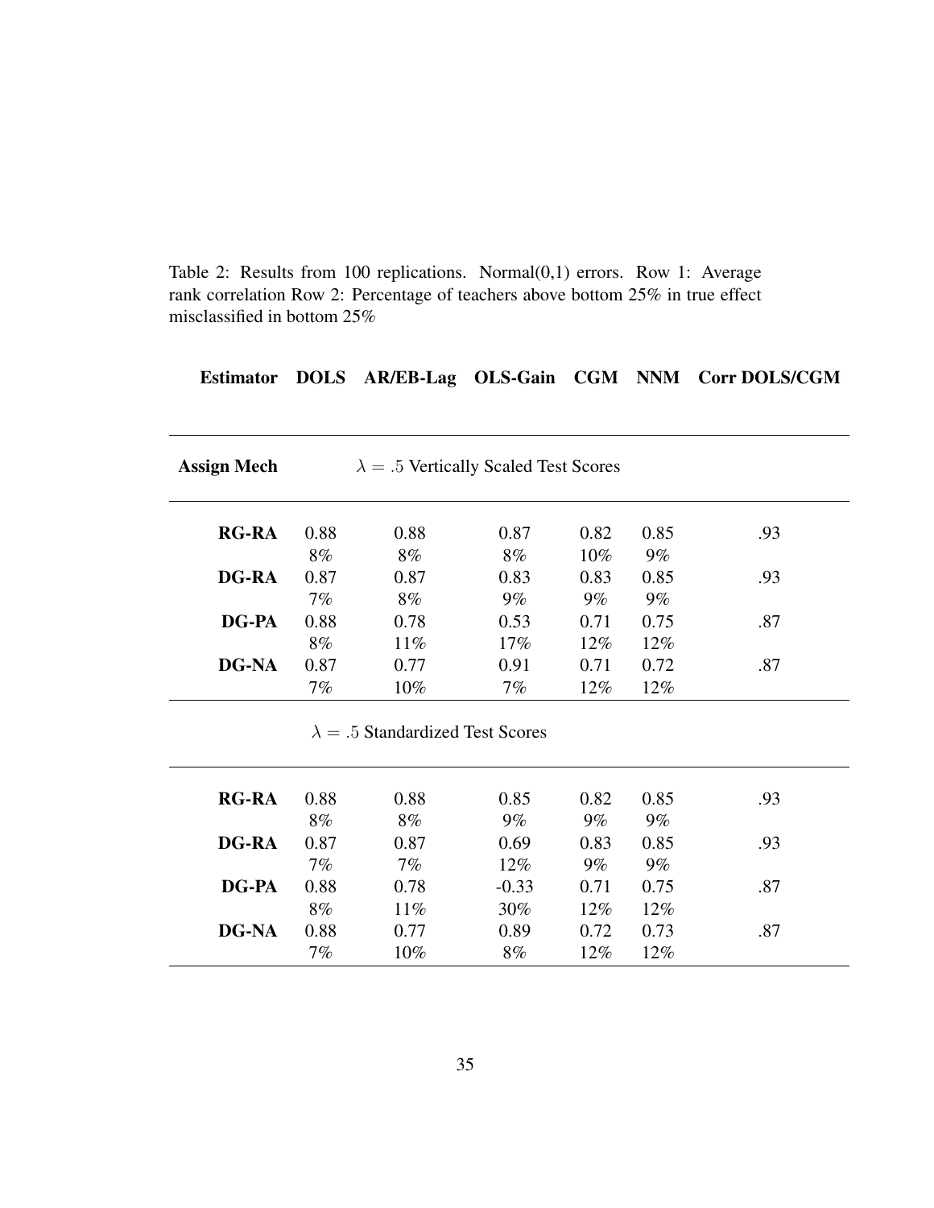Table 2: Results from 100 replications. Normal(0,1) errors. Row 1: Average rank correlation Row 2: Percentage of teachers above bottom 25% in true effect misclassified in bottom 25%

| Estimator | DOLS | AR/EB-Lag | OLS-Gain | CGM | NNM | Corr DOLS/CGM |
|---|---|---|---|---|---|---|
| **Assign Mech** | $\lambda = .5$ Vertically Scaled Test Scores | | | | | |
| **RG-RA** | 0.88 | 0.88 | 0.87 | 0.82 | 0.85 | .93 |
| | 8% | 8% | 8% | 10% | 9% | |
| **DG-RA** | 0.87 | 0.87 | 0.83 | 0.83 | 0.85 | .93 |
| | 7% | 8% | 9% | 9% | 9% | |
| **DG-PA** | 0.88 | 0.78 | 0.53 | 0.71 | 0.75 | .87 |
| | 8% | 11% | 17% | 12% | 12% | |
| **DG-NA** | 0.87 | 0.77 | 0.91 | 0.71 | 0.72 | .87 |
| | 7% | 10% | 7% | 12% | 12% | |
| | $\lambda = .5$ Standardized Test Scores | | | | | |
| **RG-RA** | 0.88 | 0.88 | 0.85 | 0.82 | 0.85 | .93 |
| | 8% | 8% | 9% | 9% | 9% | |
| **DG-RA** | 0.87 | 0.87 | 0.69 | 0.83 | 0.85 | .93 |
| | 7% | 7% | 12% | 9% | 9% | |
| **DG-PA** | 0.88 | 0.78 | -0.33 | 0.71 | 0.75 | .87 |
| | 8% | 11% | 30% | 12% | 12% | |
| **DG-NA** | 0.88 | 0.77 | 0.89 | 0.72 | 0.73 | .87 |
| | 7% | 10% | 8% | 12% | 12% | |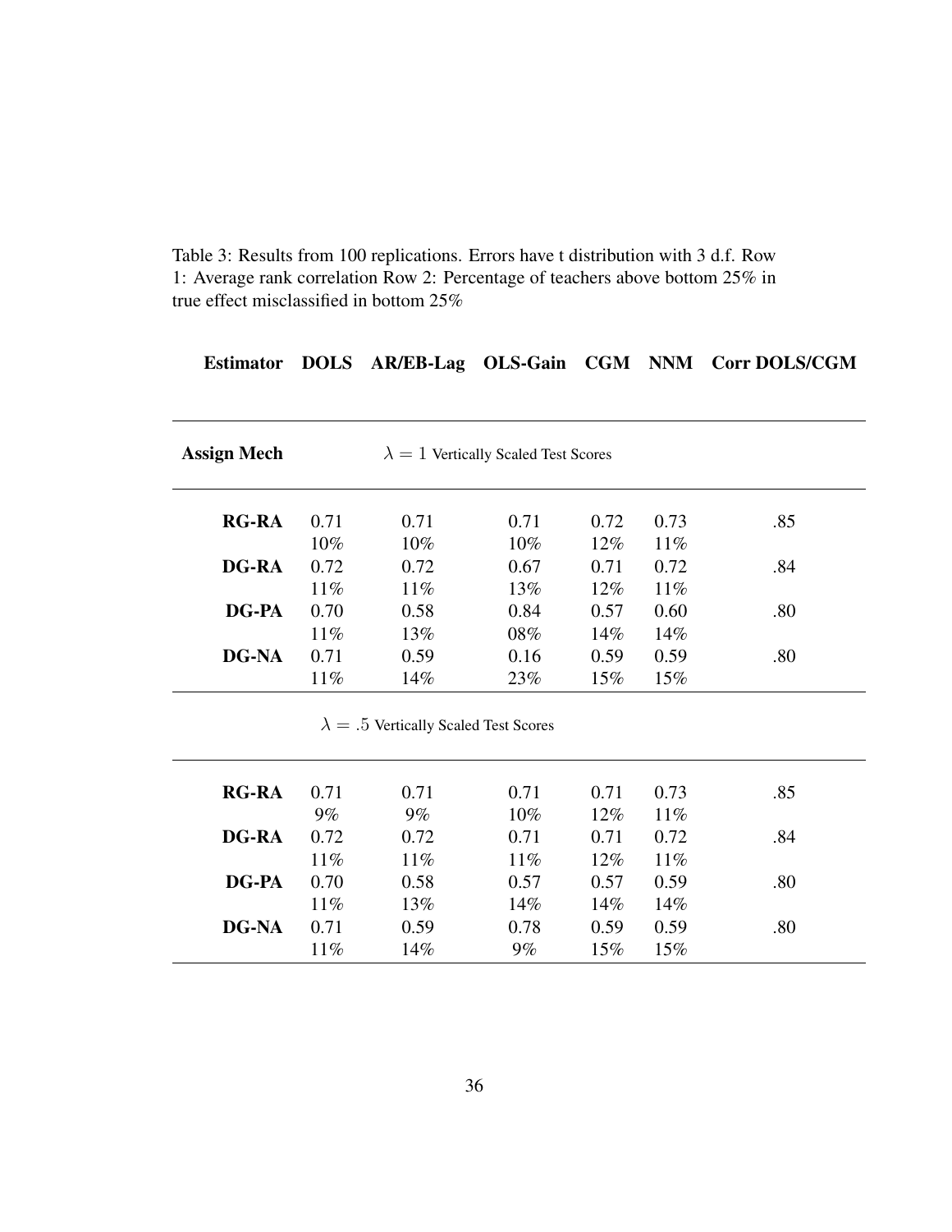Table 3: Results from 100 replications. Errors have t distribution with 3 d.f. Row 1: Average rank correlation Row 2: Percentage of teachers above bottom 25% in true effect misclassified in bottom 25%

| Estimator | DOLS | AR/EB-Lag | OLS-Gain | CGM | NNM | Corr DOLS/CGM |
|---|---|---|---|---|---|---|
| **Assign Mech** | $\lambda = 1$ Vertically Scaled Test Scores | | | | | |
| **RG-RA** | 0.71 | 0.71 | 0.71 | 0.72 | 0.73 | .85 |
| | 10% | 10% | 10% | 12% | 11% | |
| **DG-RA** | 0.72 | 0.72 | 0.67 | 0.71 | 0.72 | .84 |
| | 11% | 11% | 13% | 12% | 11% | |
| **DG-PA** | 0.70 | 0.58 | 0.84 | 0.57 | 0.60 | .80 |
| | 11% | 13% | 08% | 14% | 14% | |
| **DG-NA** | 0.71 | 0.59 | 0.16 | 0.59 | 0.59 | .80 |
| | 11% | 14% | 23% | 15% | 15% | |
| | $\lambda = .5$ Vertically Scaled Test Scores | | | | | |
| **RG-RA** | 0.71 | 0.71 | 0.71 | 0.71 | 0.73 | .85 |
| | 9% | 9% | 10% | 12% | 11% | |
| **DG-RA** | 0.72 | 0.72 | 0.71 | 0.71 | 0.72 | .84 |
| | 11% | 11% | 11% | 12% | 11% | |
| **DG-PA** | 0.70 | 0.58 | 0.57 | 0.57 | 0.59 | .80 |
| | 11% | 13% | 14% | 14% | 14% | |
| **DG-NA** | 0.71 | 0.59 | 0.78 | 0.59 | 0.59 | .80 |
| | 11% | 14% | 9% | 15% | 15% | |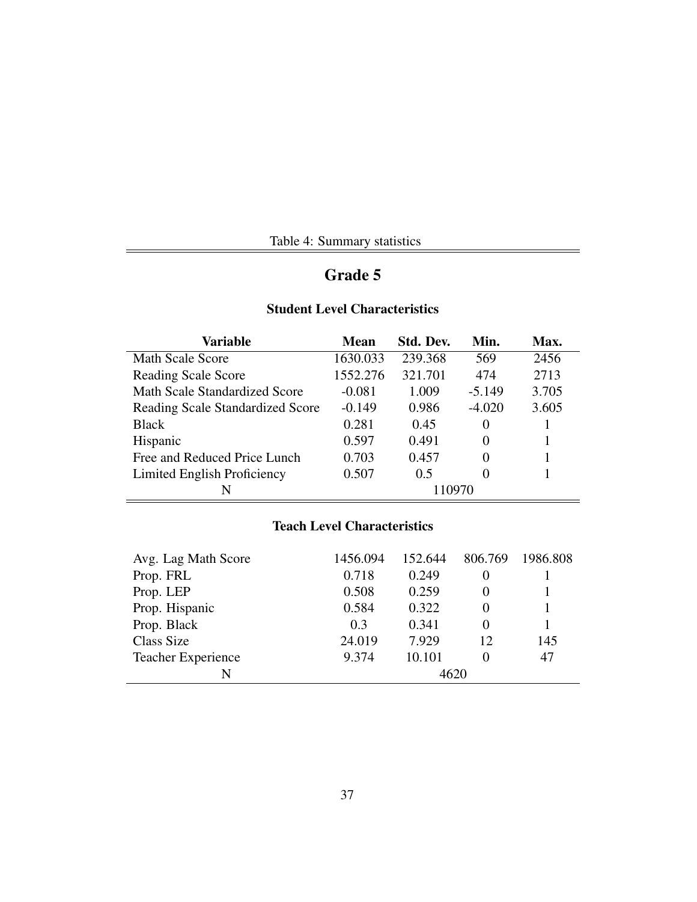Table 4: Summary statistics

## Grade 5

### Student Level Characteristics

| Variable | Mean | Std. Dev. | Min. | Max. |
|---|---|---|---|---|
| Math Scale Score | 1630.033 | 239.368 | 569 | 2456 |
| Reading Scale Score | 1552.276 | 321.701 | 474 | 2713 |
| Math Scale Standardized Score | -0.081 | 1.009 | -5.149 | 3.705 |
| Reading Scale Standardized Score | -0.149 | 0.986 | -4.020 | 3.605 |
| Black | 0.281 | 0.45 | 0 | 1 |
| Hispanic | 0.597 | 0.491 | 0 | 1 |
| Free and Reduced Price Lunch | 0.703 | 0.457 | 0 | 1 |
| Limited English Proficiency | 0.507 | 0.5 | 0 | 1 |
| N | 110970 | | | |

### Teach Level Characteristics

| Variable | Mean | Std. Dev. | Min. | Max. |
|---|---|---|---|---|
| Avg. Lag Math Score | 1456.094 | 152.644 | 806.769 | 1986.808 |
| Prop. FRL | 0.718 | 0.249 | 0 | 1 |
| Prop. LEP | 0.508 | 0.259 | 0 | 1 |
| Prop. Hispanic | 0.584 | 0.322 | 0 | 1 |
| Prop. Black | 0.3 | 0.341 | 0 | 1 |
| Class Size | 24.019 | 7.929 | 12 | 145 |
| Teacher Experience | 9.374 | 10.101 | 0 | 47 |
| N | 4620 | | | |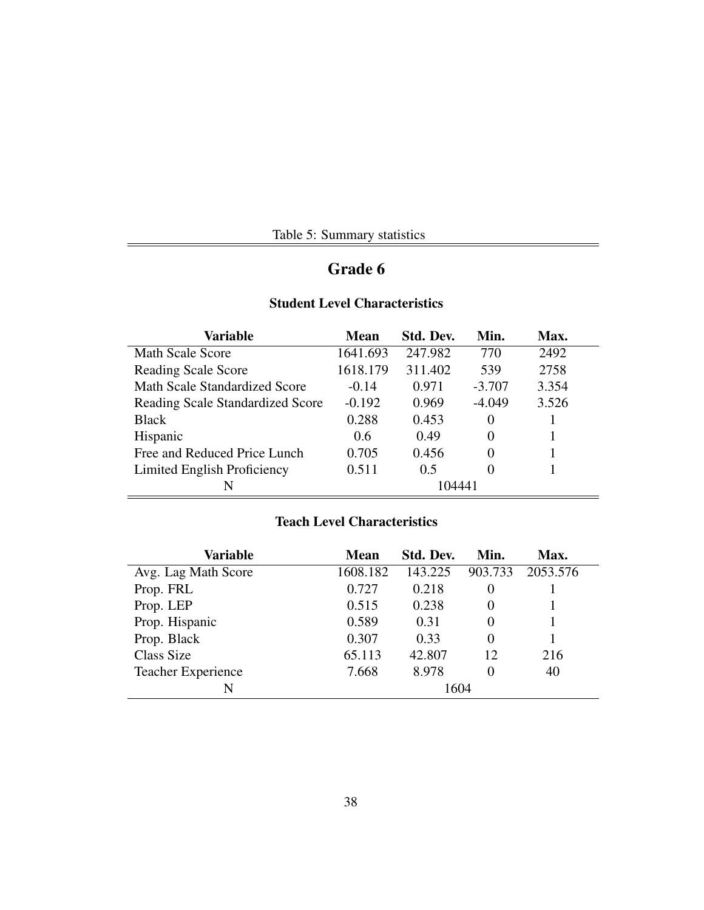Table 5: Summary statistics

## Grade 6

### Student Level Characteristics

| Variable | Mean | Std. Dev. | Min. | Max. |
|---|---|---|---|---|
| Math Scale Score | 1641.693 | 247.982 | 770 | 2492 |
| Reading Scale Score | 1618.179 | 311.402 | 539 | 2758 |
| Math Scale Standardized Score | -0.14 | 0.971 | -3.707 | 3.354 |
| Reading Scale Standardized Score | -0.192 | 0.969 | -4.049 | 3.526 |
| Black | 0.288 | 0.453 | 0 | 1 |
| Hispanic | 0.6 | 0.49 | 0 | 1 |
| Free and Reduced Price Lunch | 0.705 | 0.456 | 0 | 1 |
| Limited English Proficiency | 0.511 | 0.5 | 0 | 1 |
| N | 104441 | | | |

### Teach Level Characteristics

| Variable | Mean | Std. Dev. | Min. | Max. |
|---|---|---|---|---|
| Avg. Lag Math Score | 1608.182 | 143.225 | 903.733 | 2053.576 |
| Prop. FRL | 0.727 | 0.218 | 0 | 1 |
| Prop. LEP | 0.515 | 0.238 | 0 | 1 |
| Prop. Hispanic | 0.589 | 0.31 | 0 | 1 |
| Prop. Black | 0.307 | 0.33 | 0 | 1 |
| Class Size | 65.113 | 42.807 | 12 | 216 |
| Teacher Experience | 7.668 | 8.978 | 0 | 40 |
| N | 1604 | | | |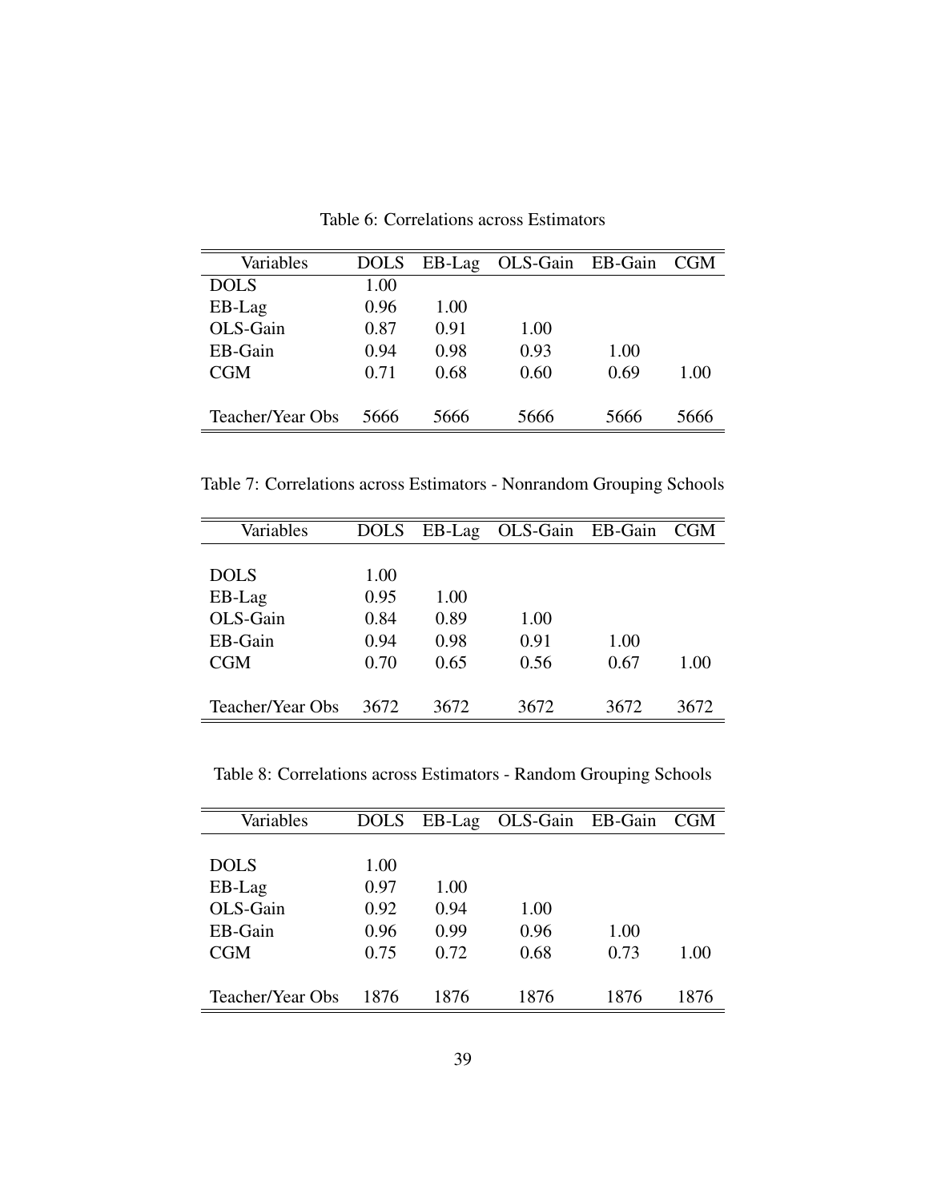Table 6: Correlations across Estimators

| Variables | DOLS | EB-Lag | OLS-Gain | EB-Gain | CGM |
|---|---|---|---|---|---|
| DOLS | 1.00 | | | | |
| EB-Lag | 0.96 | 1.00 | | | |
| OLS-Gain | 0.87 | 0.91 | 1.00 | | |
| EB-Gain | 0.94 | 0.98 | 0.93 | 1.00 | |
| CGM | 0.71 | 0.68 | 0.60 | 0.69 | 1.00 |
| Teacher/Year Obs | 5666 | 5666 | 5666 | 5666 | 5666 |

Table 7: Correlations across Estimators - Nonrandom Grouping Schools

| Variables | DOLS | EB-Lag | OLS-Gain | EB-Gain | CGM |
|---|---|---|---|---|---|
| DOLS | 1.00 | | | | |
| EB-Lag | 0.95 | 1.00 | | | |
| OLS-Gain | 0.84 | 0.89 | 1.00 | | |
| EB-Gain | 0.94 | 0.98 | 0.91 | 1.00 | |
| CGM | 0.70 | 0.65 | 0.56 | 0.67 | 1.00 |
| Teacher/Year Obs | 3672 | 3672 | 3672 | 3672 | 3672 |

Table 8: Correlations across Estimators - Random Grouping Schools

| Variables | DOLS | EB-Lag | OLS-Gain | EB-Gain | CGM |
|---|---|---|---|---|---|
| DOLS | 1.00 | | | | |
| EB-Lag | 0.97 | 1.00 | | | |
| OLS-Gain | 0.92 | 0.94 | 1.00 | | |
| EB-Gain | 0.96 | 0.99 | 0.96 | 1.00 | |
| CGM | 0.75 | 0.72 | 0.68 | 0.73 | 1.00 |
| Teacher/Year Obs | 1876 | 1876 | 1876 | 1876 | 1876 |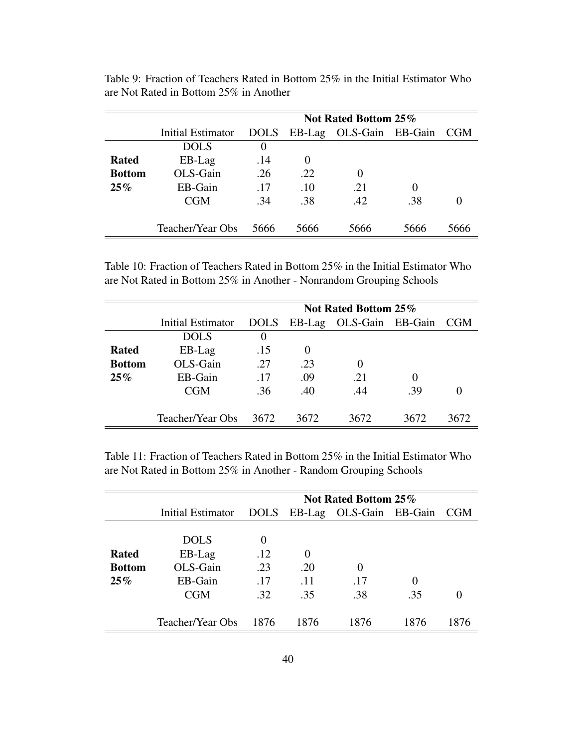Table 9: Fraction of Teachers Rated in Bottom 25% in the Initial Estimator Who are Not Rated in Bottom 25% in Another

| | | Not Rated Bottom 25% | | | | |
|---|---|---|---|---|---|---|
| | Initial Estimator | DOLS | EB-Lag | OLS-Gain | EB-Gain | CGM |
| | DOLS | 0 | | | | |
| **Rated** | EB-Lag | .14 | 0 | | | |
| **Bottom** | OLS-Gain | .26 | .22 | 0 | | |
| **25%** | EB-Gain | .17 | .10 | .21 | 0 | |
| | CGM | .34 | .38 | .42 | .38 | 0 |
| | Teacher/Year Obs | 5666 | 5666 | 5666 | 5666 | 5666 |

Table 10: Fraction of Teachers Rated in Bottom 25% in the Initial Estimator Who are Not Rated in Bottom 25% in Another - Nonrandom Grouping Schools

| | | Not Rated Bottom 25% | | | | |
|---|---|---|---|---|---|---|
| | Initial Estimator | DOLS | EB-Lag | OLS-Gain | EB-Gain | CGM |
| | DOLS | 0 | | | | |
| **Rated** | EB-Lag | .15 | 0 | | | |
| **Bottom** | OLS-Gain | .27 | .23 | 0 | | |
| **25%** | EB-Gain | .17 | .09 | .21 | 0 | |
| | CGM | .36 | .40 | .44 | .39 | 0 |
| | Teacher/Year Obs | 3672 | 3672 | 3672 | 3672 | 3672 |

Table 11: Fraction of Teachers Rated in Bottom 25% in the Initial Estimator Who are Not Rated in Bottom 25% in Another - Random Grouping Schools

| | | Not Rated Bottom 25% | | | | |
|---|---|---|---|---|---|---|
| | Initial Estimator | DOLS | EB-Lag | OLS-Gain | EB-Gain | CGM |
| | DOLS | 0 | | | | |
| **Rated** | EB-Lag | .12 | 0 | | | |
| **Bottom** | OLS-Gain | .23 | .20 | 0 | | |
| **25%** | EB-Gain | .17 | .11 | .17 | 0 | |
| | CGM | .32 | .35 | .38 | .35 | 0 |
| | Teacher/Year Obs | 1876 | 1876 | 1876 | 1876 | 1876 |